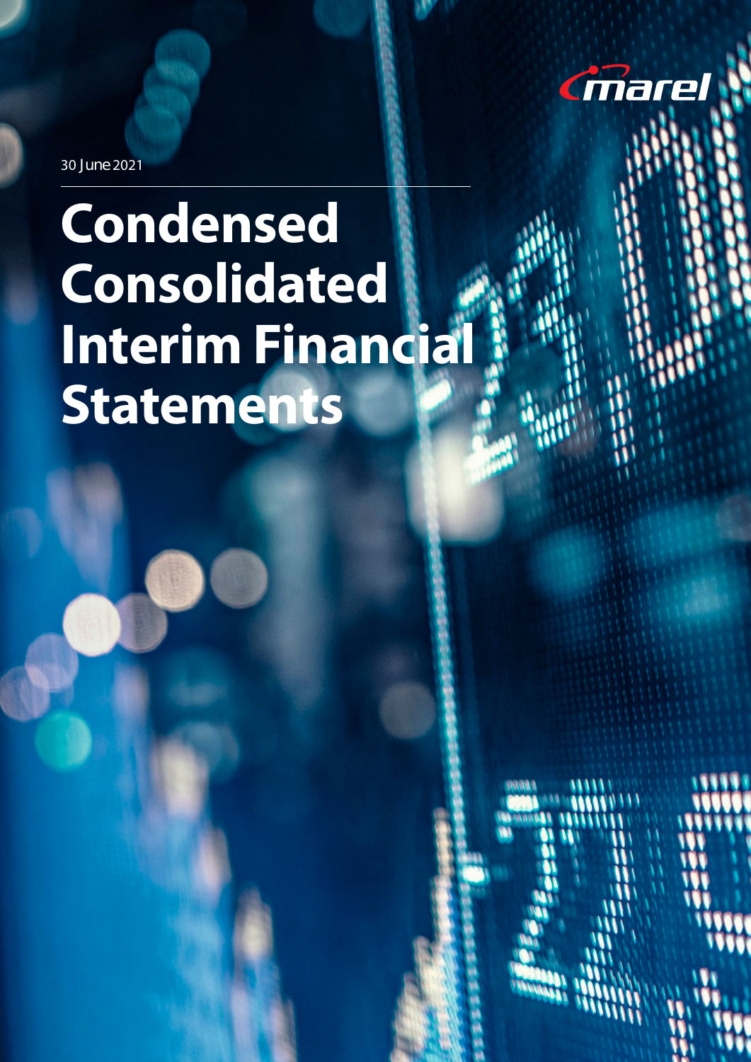marel

30 June 2021

# Condensed Consolidated Interim Financial Statements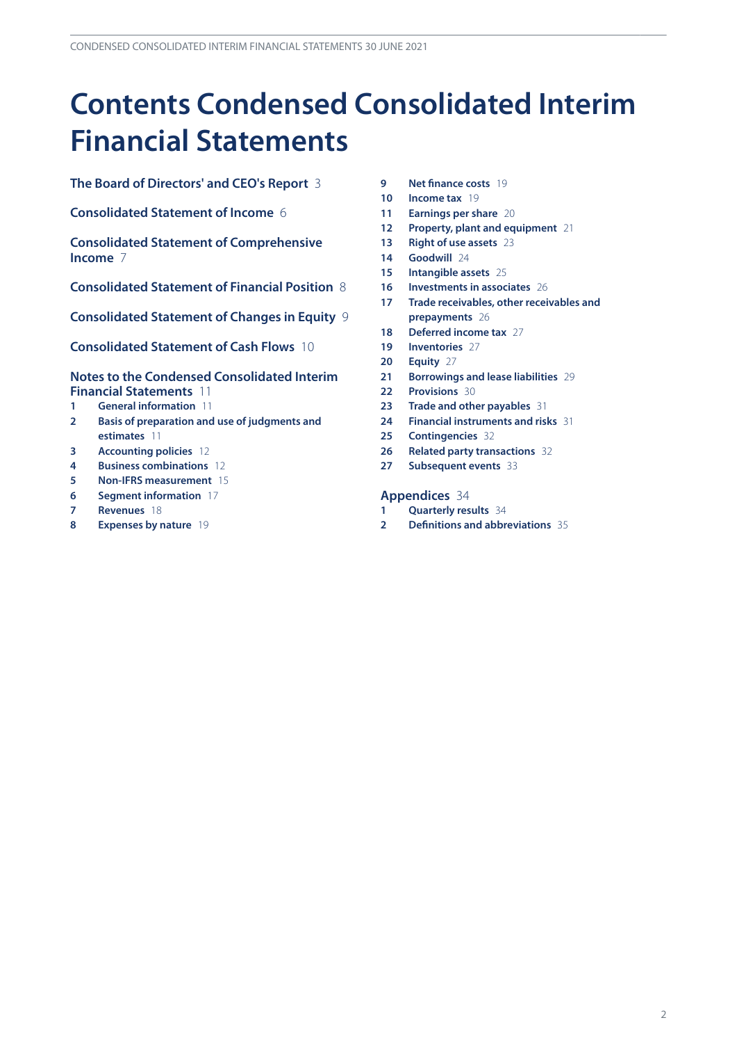# Contents Condensed Consolidated Interim Financial Statements

**The Board of Directors' and CEO's Report** 3

**Consolidated Statement of Income** 6

**Consolidated Statement of Comprehensive Income** 7

**Consolidated Statement of Financial Position** 8

**Consolidated Statement of Changes in Equity** 9

**Consolidated Statement of Cash Flows** 10

**Notes to the Condensed Consolidated Interim Financial Statements** 11

1. **General information** 11
2. **Basis of preparation and use of judgments and estimates** 11
3. **Accounting policies** 12
4. **Business combinations** 12
5. **Non-IFRS measurement** 15
6. **Segment information** 17
7. **Revenues** 18
8. **Expenses by nature** 19
9. **Net finance costs** 19
10. **Income tax** 19
11. **Earnings per share** 20
12. **Property, plant and equipment** 21
13. **Right of use assets** 23
14. **Goodwill** 24
15. **Intangible assets** 25
16. **Investments in associates** 26
17. **Trade receivables, other receivables and prepayments** 26
18. **Deferred income tax** 27
19. **Inventories** 27
20. **Equity** 27
21. **Borrowings and lease liabilities** 29
22. **Provisions** 30
23. **Trade and other payables** 31
24. **Financial instruments and risks** 31
25. **Contingencies** 32
26. **Related party transactions** 32
27. **Subsequent events** 33

**Appendices** 34

1. **Quarterly results** 34
2. **Definitions and abbreviations** 35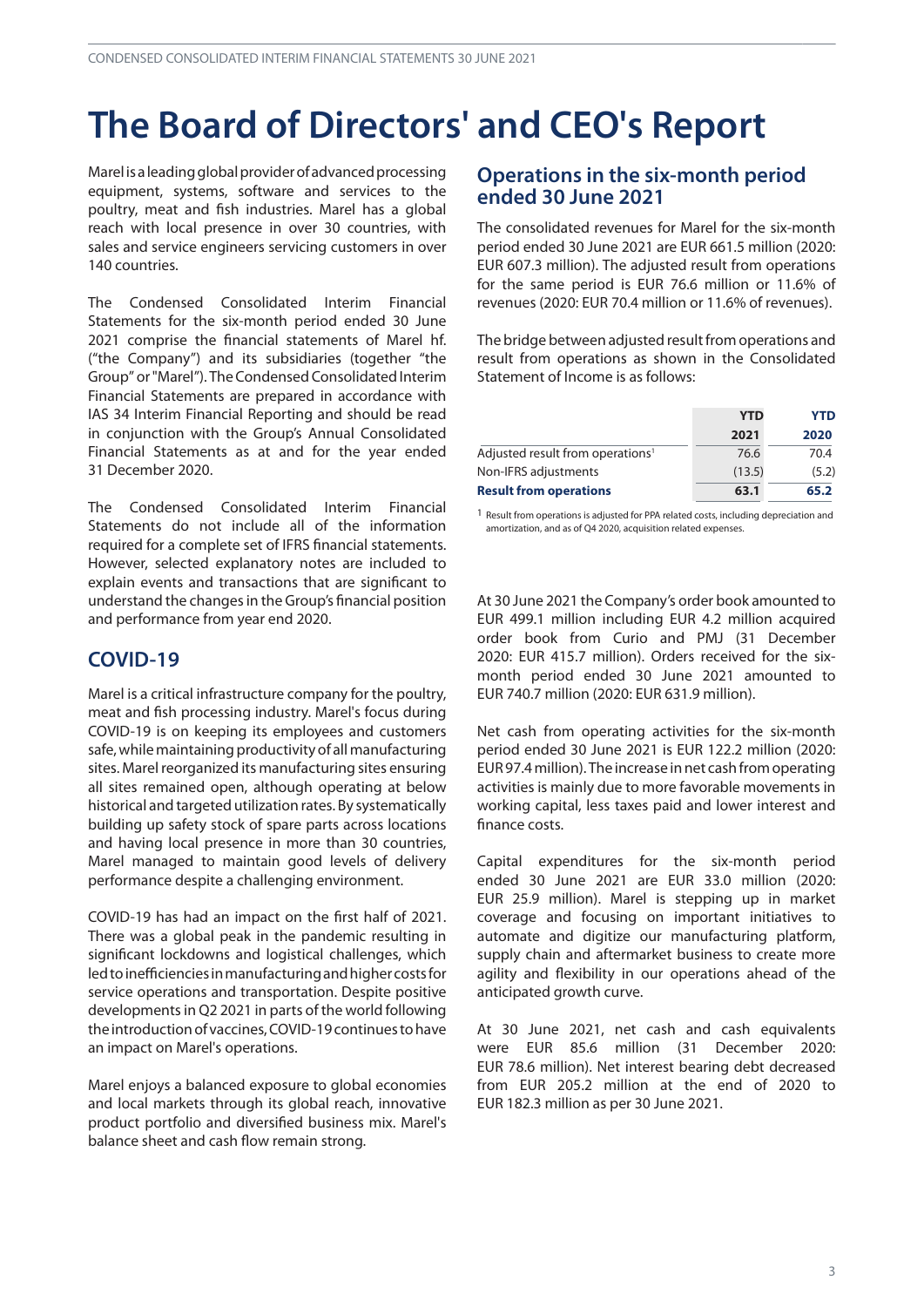# The Board of Directors' and CEO's Report

Marel is a leading global provider of advanced processing equipment, systems, software and services to the poultry, meat and fish industries. Marel has a global reach with local presence in over 30 countries, with sales and service engineers servicing customers in over 140 countries.

The Condensed Consolidated Interim Financial Statements for the six-month period ended 30 June 2021 comprise the financial statements of Marel hf. ("the Company") and its subsidiaries (together "the Group" or "Marel"). The Condensed Consolidated Interim Financial Statements are prepared in accordance with IAS 34 Interim Financial Reporting and should be read in conjunction with the Group's Annual Consolidated Financial Statements as at and for the year ended 31 December 2020.

The Condensed Consolidated Interim Financial Statements do not include all of the information required for a complete set of IFRS financial statements. However, selected explanatory notes are included to explain events and transactions that are significant to understand the changes in the Group's financial position and performance from year end 2020.

## COVID-19

Marel is a critical infrastructure company for the poultry, meat and fish processing industry. Marel's focus during COVID-19 is on keeping its employees and customers safe, while maintaining productivity of all manufacturing sites. Marel reorganized its manufacturing sites ensuring all sites remained open, although operating at below historical and targeted utilization rates. By systematically building up safety stock of spare parts across locations and having local presence in more than 30 countries, Marel managed to maintain good levels of delivery performance despite a challenging environment.

COVID-19 has had an impact on the first half of 2021. There was a global peak in the pandemic resulting in significant lockdowns and logistical challenges, which led to inefficiencies in manufacturing and higher costs for service operations and transportation. Despite positive developments in Q2 2021 in parts of the world following the introduction of vaccines, COVID-19 continues to have an impact on Marel's operations.

Marel enjoys a balanced exposure to global economies and local markets through its global reach, innovative product portfolio and diversified business mix. Marel's balance sheet and cash flow remain strong.

## Operations in the six-month period ended 30 June 2021

The consolidated revenues for Marel for the six-month period ended 30 June 2021 are EUR 661.5 million (2020: EUR 607.3 million). The adjusted result from operations for the same period is EUR 76.6 million or 11.6% of revenues (2020: EUR 70.4 million or 11.6% of revenues).

The bridge between adjusted result from operations and result from operations as shown in the Consolidated Statement of Income is as follows:

| | YTD 2021 | YTD 2020 |
|---|---|---|
| Adjusted result from operations[1] | 76.6 | 70.4 |
| Non-IFRS adjustments | (13.5) | (5.2) |
| **Result from operations** | **63.1** | **65.2** |

[1] Result from operations is adjusted for PPA related costs, including depreciation and amortization, and as of Q4 2020, acquisition related expenses.

At 30 June 2021 the Company's order book amounted to EUR 499.1 million including EUR 4.2 million acquired order book from Curio and PMJ (31 December 2020: EUR 415.7 million). Orders received for the six-month period ended 30 June 2021 amounted to EUR 740.7 million (2020: EUR 631.9 million).

Net cash from operating activities for the six-month period ended 30 June 2021 is EUR 122.2 million (2020: EUR 97.4 million). The increase in net cash from operating activities is mainly due to more favorable movements in working capital, less taxes paid and lower interest and finance costs.

Capital expenditures for the six-month period ended 30 June 2021 are EUR 33.0 million (2020: EUR 25.9 million). Marel is stepping up in market coverage and focusing on important initiatives to automate and digitize our manufacturing platform, supply chain and aftermarket business to create more agility and flexibility in our operations ahead of the anticipated growth curve.

At 30 June 2021, net cash and cash equivalents were EUR 85.6 million (31 December 2020: EUR 78.6 million). Net interest bearing debt decreased from EUR 205.2 million at the end of 2020 to EUR 182.3 million as per 30 June 2021.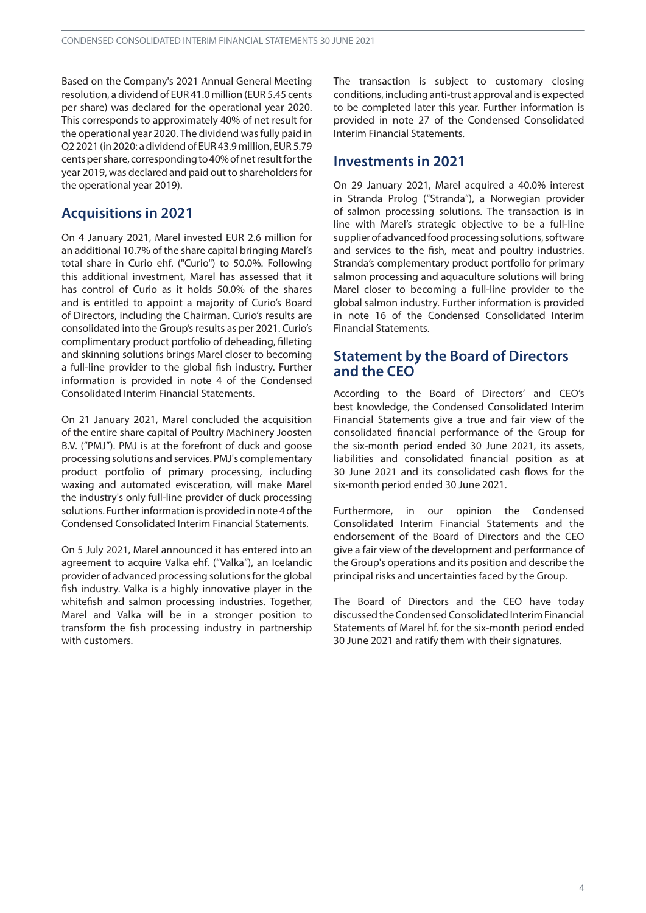Based on the Company's 2021 Annual General Meeting resolution, a dividend of EUR 41.0 million (EUR 5.45 cents per share) was declared for the operational year 2020. This corresponds to approximately 40% of net result for the operational year 2020. The dividend was fully paid in Q2 2021 (in 2020: a dividend of EUR 43.9 million, EUR 5.79 cents per share, corresponding to 40% of net result for the year 2019, was declared and paid out to shareholders for the operational year 2019).

## Acquisitions in 2021

On 4 January 2021, Marel invested EUR 2.6 million for an additional 10.7% of the share capital bringing Marel's total share in Curio ehf. ("Curio") to 50.0%. Following this additional investment, Marel has assessed that it has control of Curio as it holds 50.0% of the shares and is entitled to appoint a majority of Curio's Board of Directors, including the Chairman. Curio's results are consolidated into the Group's results as per 2021. Curio's complimentary product portfolio of deheading, filleting and skinning solutions brings Marel closer to becoming a full-line provider to the global fish industry. Further information is provided in note 4 of the Condensed Consolidated Interim Financial Statements.

On 21 January 2021, Marel concluded the acquisition of the entire share capital of Poultry Machinery Joosten B.V. ("PMJ"). PMJ is at the forefront of duck and goose processing solutions and services. PMJ's complementary product portfolio of primary processing, including waxing and automated evisceration, will make Marel the industry's only full-line provider of duck processing solutions. Further information is provided in note 4 of the Condensed Consolidated Interim Financial Statements.

On 5 July 2021, Marel announced it has entered into an agreement to acquire Valka ehf. ("Valka"), an Icelandic provider of advanced processing solutions for the global fish industry. Valka is a highly innovative player in the whitefish and salmon processing industries. Together, Marel and Valka will be in a stronger position to transform the fish processing industry in partnership with customers.

The transaction is subject to customary closing conditions, including anti-trust approval and is expected to be completed later this year. Further information is provided in note 27 of the Condensed Consolidated Interim Financial Statements.

## Investments in 2021

On 29 January 2021, Marel acquired a 40.0% interest in Stranda Prolog ("Stranda"), a Norwegian provider of salmon processing solutions. The transaction is in line with Marel's strategic objective to be a full-line supplier of advanced food processing solutions, software and services to the fish, meat and poultry industries. Stranda's complementary product portfolio for primary salmon processing and aquaculture solutions will bring Marel closer to becoming a full-line provider to the global salmon industry. Further information is provided in note 16 of the Condensed Consolidated Interim Financial Statements.

## Statement by the Board of Directors and the CEO

According to the Board of Directors' and CEO's best knowledge, the Condensed Consolidated Interim Financial Statements give a true and fair view of the consolidated financial performance of the Group for the six-month period ended 30 June 2021, its assets, liabilities and consolidated financial position as at 30 June 2021 and its consolidated cash flows for the six-month period ended 30 June 2021.

Furthermore, in our opinion the Condensed Consolidated Interim Financial Statements and the endorsement of the Board of Directors and the CEO give a fair view of the development and performance of the Group's operations and its position and describe the principal risks and uncertainties faced by the Group.

The Board of Directors and the CEO have today discussed the Condensed Consolidated Interim Financial Statements of Marel hf. for the six-month period ended 30 June 2021 and ratify them with their signatures.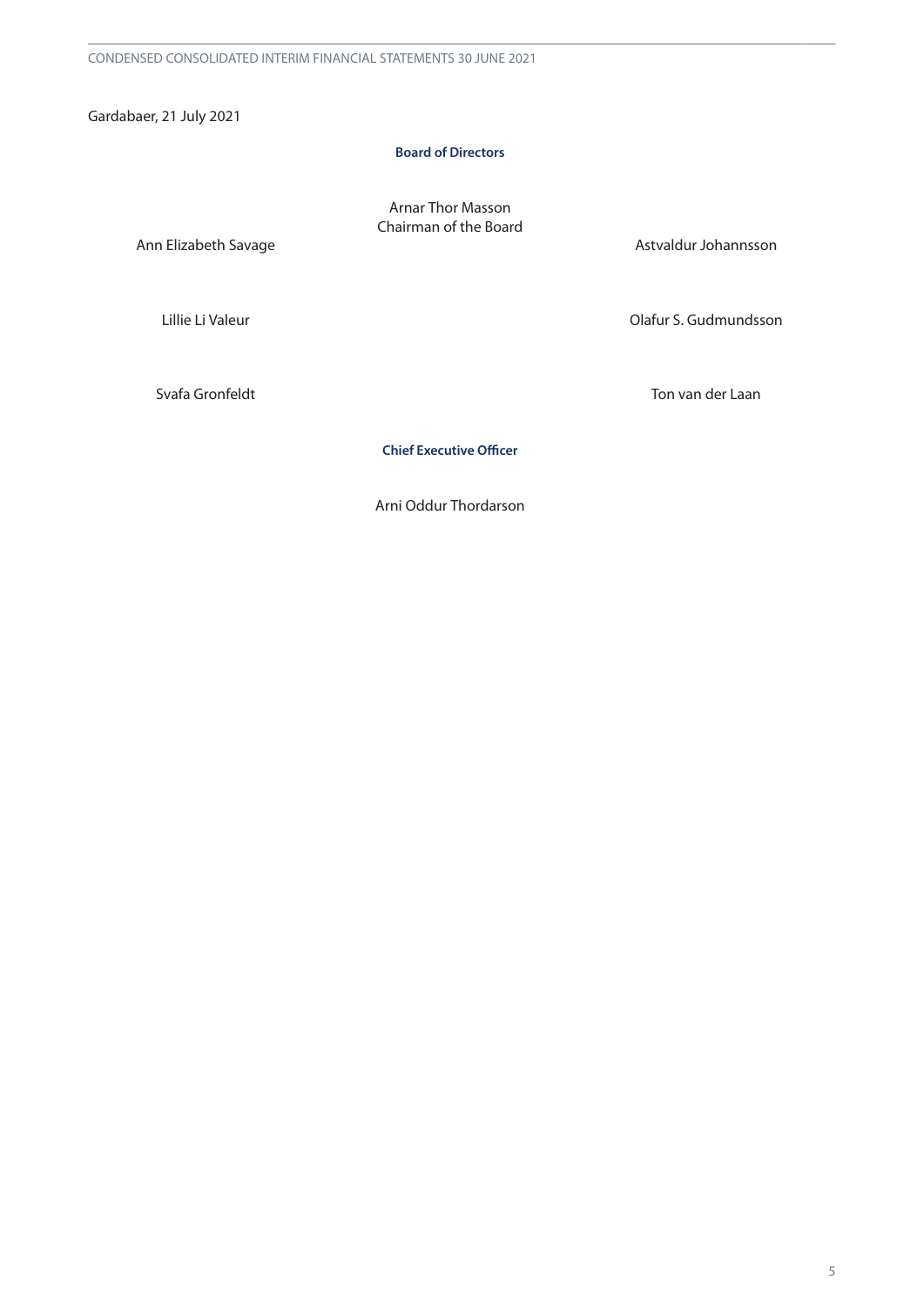Gardabaer, 21 July 2021

**Board of Directors**

Arnar Thor Masson
Chairman of the Board

Ann Elizabeth Savage

Astvaldur Johannsson

Lillie Li Valeur

Olafur S. Gudmundsson

Svafa Gronfeldt

Ton van der Laan

**Chief Executive Officer**

Arni Oddur Thordarson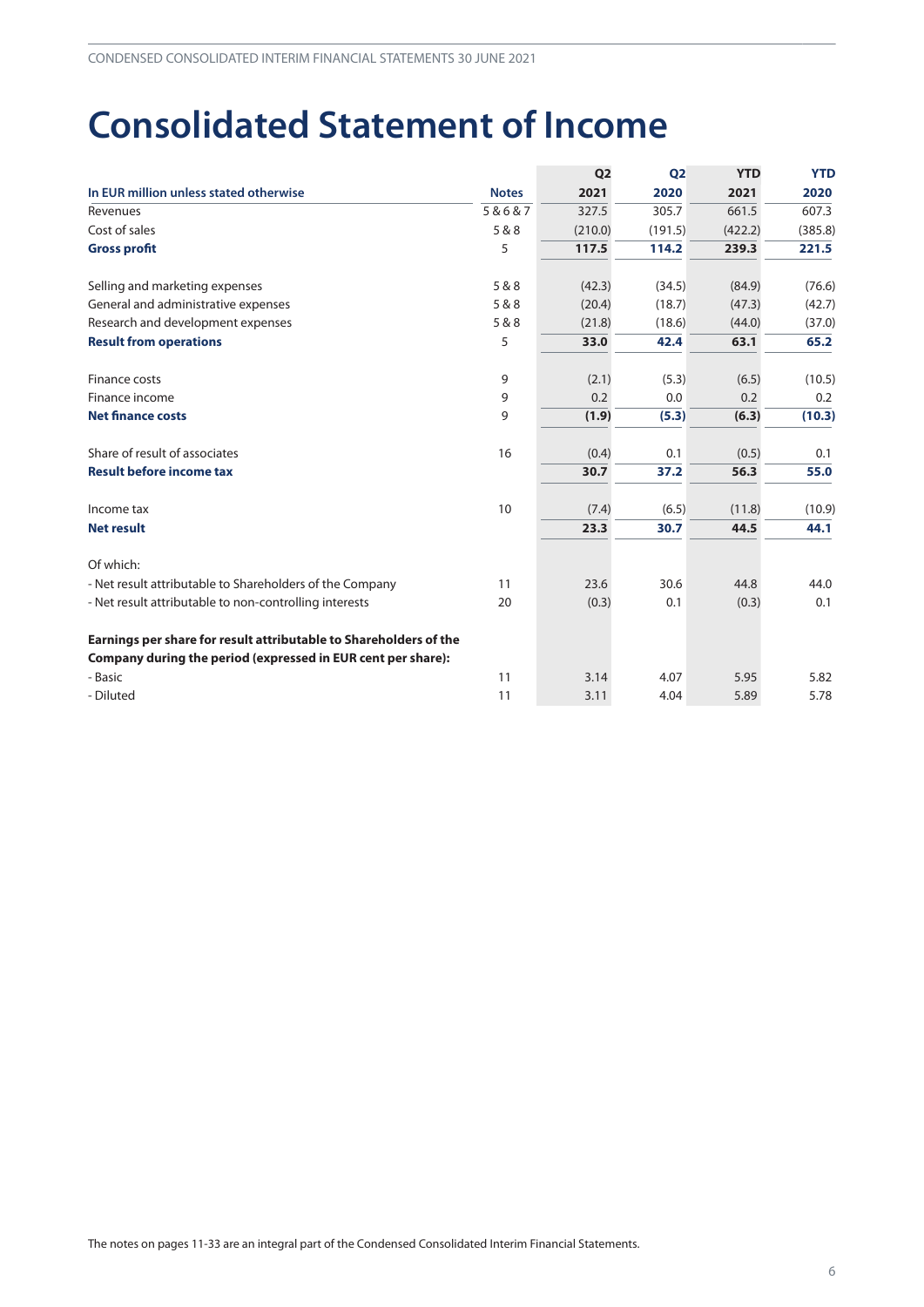# Consolidated Statement of Income

| In EUR million unless stated otherwise | Notes | Q2 2021 | Q2 2020 | YTD 2021 | YTD 2020 |
|---|---|---|---|---|---|
| Revenues | 5 & 6 & 7 | 327.5 | 305.7 | 661.5 | 607.3 |
| Cost of sales | 5 & 8 | (210.0) | (191.5) | (422.2) | (385.8) |
| **Gross profit** | 5 | **117.5** | **114.2** | **239.3** | **221.5** |
| | | | | | |
| Selling and marketing expenses | 5 & 8 | (42.3) | (34.5) | (84.9) | (76.6) |
| General and administrative expenses | 5 & 8 | (20.4) | (18.7) | (47.3) | (42.7) |
| Research and development expenses | 5 & 8 | (21.8) | (18.6) | (44.0) | (37.0) |
| **Result from operations** | 5 | **33.0** | **42.4** | **63.1** | **65.2** |
| | | | | | |
| Finance costs | 9 | (2.1) | (5.3) | (6.5) | (10.5) |
| Finance income | 9 | 0.2 | 0.0 | 0.2 | 0.2 |
| **Net finance costs** | 9 | **(1.9)** | **(5.3)** | **(6.3)** | **(10.3)** |
| | | | | | |
| Share of result of associates | 16 | (0.4) | 0.1 | (0.5) | 0.1 |
| **Result before income tax** | | **30.7** | **37.2** | **56.3** | **55.0** |
| | | | | | |
| Income tax | 10 | (7.4) | (6.5) | (11.8) | (10.9) |
| **Net result** | | **23.3** | **30.7** | **44.5** | **44.1** |
| | | | | | |
| Of which: | | | | | |
| - Net result attributable to Shareholders of the Company | 11 | 23.6 | 30.6 | 44.8 | 44.0 |
| - Net result attributable to non-controlling interests | 20 | (0.3) | 0.1 | (0.3) | 0.1 |
| | | | | | |
| **Earnings per share for result attributable to Shareholders of the Company during the period (expressed in EUR cent per share):** | | | | | |
| - Basic | 11 | 3.14 | 4.07 | 5.95 | 5.82 |
| - Diluted | 11 | 3.11 | 4.04 | 5.89 | 5.78 |

The notes on pages 11-33 are an integral part of the Condensed Consolidated Interim Financial Statements.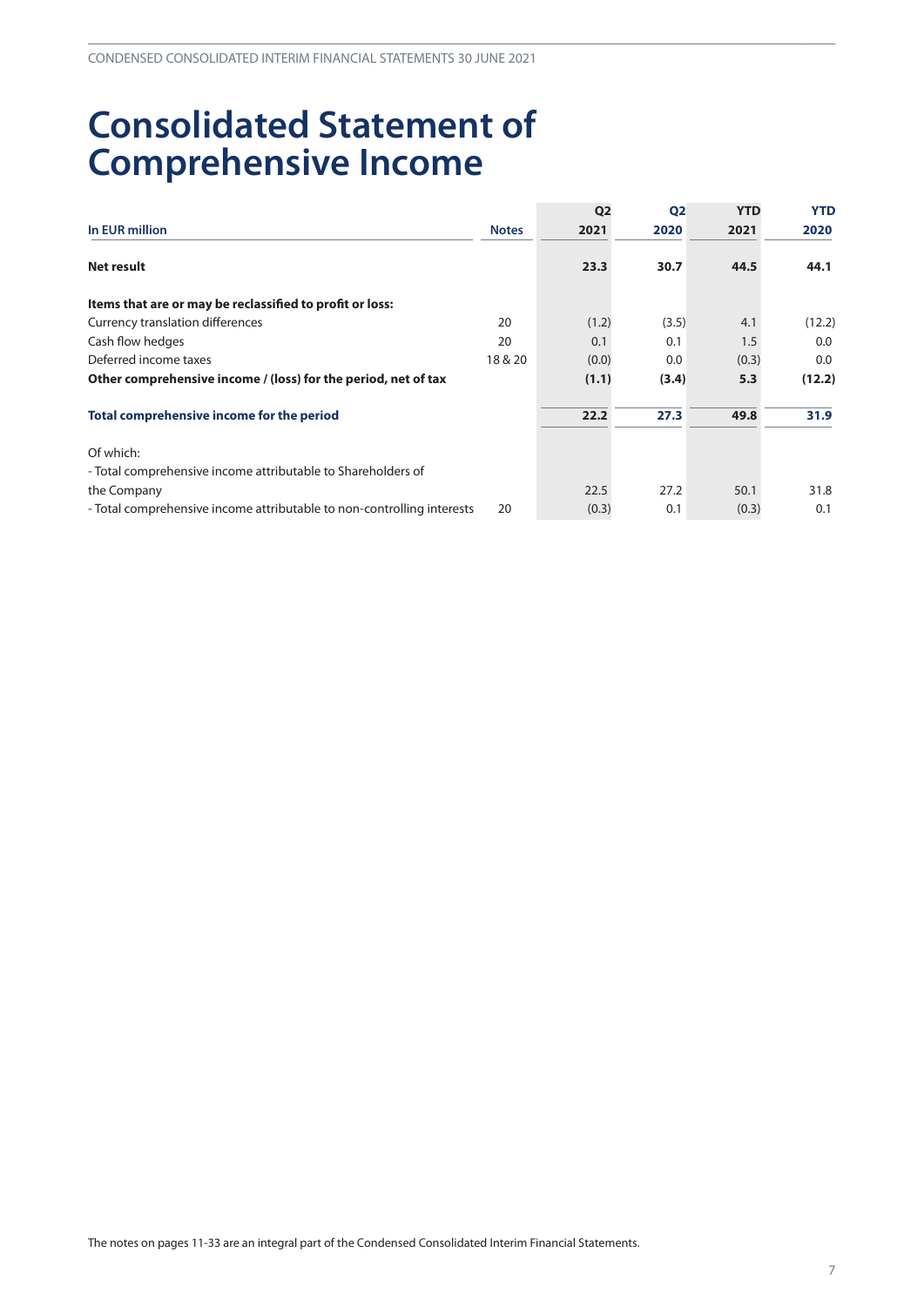# Consolidated Statement of Comprehensive Income

| In EUR million | Notes | Q2 2021 | Q2 2020 | YTD 2021 | YTD 2020 |
|---|---|---|---|---|---|
| **Net result** | | **23.3** | **30.7** | **44.5** | **44.1** |
| **Items that are or may be reclassified to profit or loss:** | | | | | |
| Currency translation differences | 20 | (1.2) | (3.5) | 4.1 | (12.2) |
| Cash flow hedges | 20 | 0.1 | 0.1 | 1.5 | 0.0 |
| Deferred income taxes | 18 & 20 | (0.0) | 0.0 | (0.3) | 0.0 |
| **Other comprehensive income / (loss) for the period, net of tax** | | **(1.1)** | **(3.4)** | **5.3** | **(12.2)** |
| **Total comprehensive income for the period** | | **22.2** | **27.3** | **49.8** | **31.9** |
| Of which: | | | | | |
| - Total comprehensive income attributable to Shareholders of the Company | | 22.5 | 27.2 | 50.1 | 31.8 |
| - Total comprehensive income attributable to non-controlling interests | 20 | (0.3) | 0.1 | (0.3) | 0.1 |

The notes on pages 11-33 are an integral part of the Condensed Consolidated Interim Financial Statements.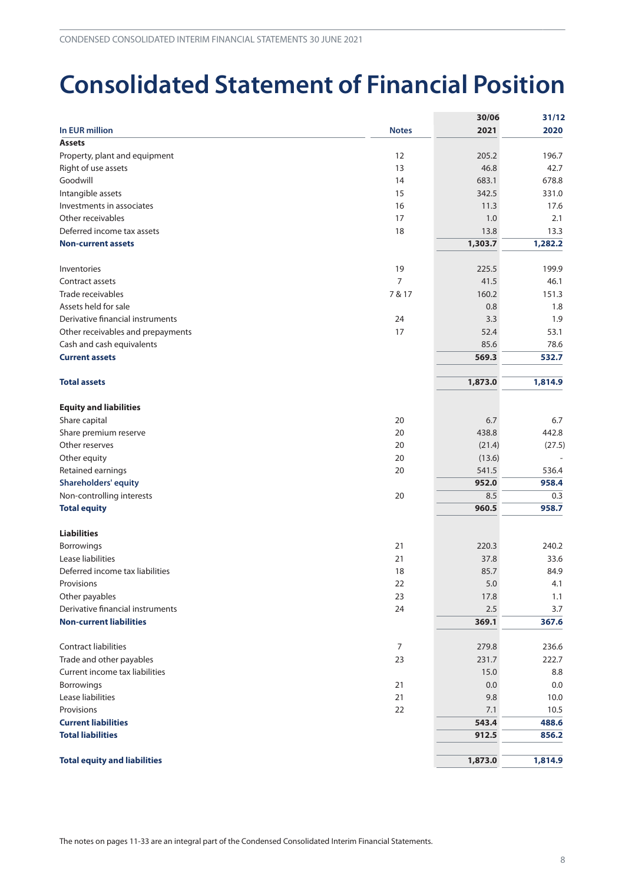# Consolidated Statement of Financial Position

| In EUR million | Notes | 30/06 2021 | 31/12 2020 |
|---|---|---|---|
| **Assets** | | | |
| Property, plant and equipment | 12 | 205.2 | 196.7 |
| Right of use assets | 13 | 46.8 | 42.7 |
| Goodwill | 14 | 683.1 | 678.8 |
| Intangible assets | 15 | 342.5 | 331.0 |
| Investments in associates | 16 | 11.3 | 17.6 |
| Other receivables | 17 | 1.0 | 2.1 |
| Deferred income tax assets | 18 | 13.8 | 13.3 |
| **Non-current assets** | | **1,303.7** | **1,282.2** |
| | | | |
| Inventories | 19 | 225.5 | 199.9 |
| Contract assets | 7 | 41.5 | 46.1 |
| Trade receivables | 7 & 17 | 160.2 | 151.3 |
| Assets held for sale | | 0.8 | 1.8 |
| Derivative financial instruments | 24 | 3.3 | 1.9 |
| Other receivables and prepayments | 17 | 52.4 | 53.1 |
| Cash and cash equivalents | | 85.6 | 78.6 |
| **Current assets** | | **569.3** | **532.7** |
| | | | |
| **Total assets** | | **1,873.0** | **1,814.9** |
| | | | |
| **Equity and liabilities** | | | |
| Share capital | 20 | 6.7 | 6.7 |
| Share premium reserve | 20 | 438.8 | 442.8 |
| Other reserves | 20 | (21.4) | (27.5) |
| Other equity | 20 | (13.6) | - |
| Retained earnings | 20 | 541.5 | 536.4 |
| **Shareholders' equity** | | **952.0** | **958.4** |
| Non-controlling interests | 20 | 8.5 | 0.3 |
| **Total equity** | | **960.5** | **958.7** |
| | | | |
| **Liabilities** | | | |
| Borrowings | 21 | 220.3 | 240.2 |
| Lease liabilities | 21 | 37.8 | 33.6 |
| Deferred income tax liabilities | 18 | 85.7 | 84.9 |
| Provisions | 22 | 5.0 | 4.1 |
| Other payables | 23 | 17.8 | 1.1 |
| Derivative financial instruments | 24 | 2.5 | 3.7 |
| **Non-current liabilities** | | **369.1** | **367.6** |
| | | | |
| Contract liabilities | 7 | 279.8 | 236.6 |
| Trade and other payables | 23 | 231.7 | 222.7 |
| Current income tax liabilities | | 15.0 | 8.8 |
| Borrowings | 21 | 0.0 | 0.0 |
| Lease liabilities | 21 | 9.8 | 10.0 |
| Provisions | 22 | 7.1 | 10.5 |
| **Current liabilities** | | **543.4** | **488.6** |
| **Total liabilities** | | **912.5** | **856.2** |
| | | | |
| **Total equity and liabilities** | | **1,873.0** | **1,814.9** |

The notes on pages 11-33 are an integral part of the Condensed Consolidated Interim Financial Statements.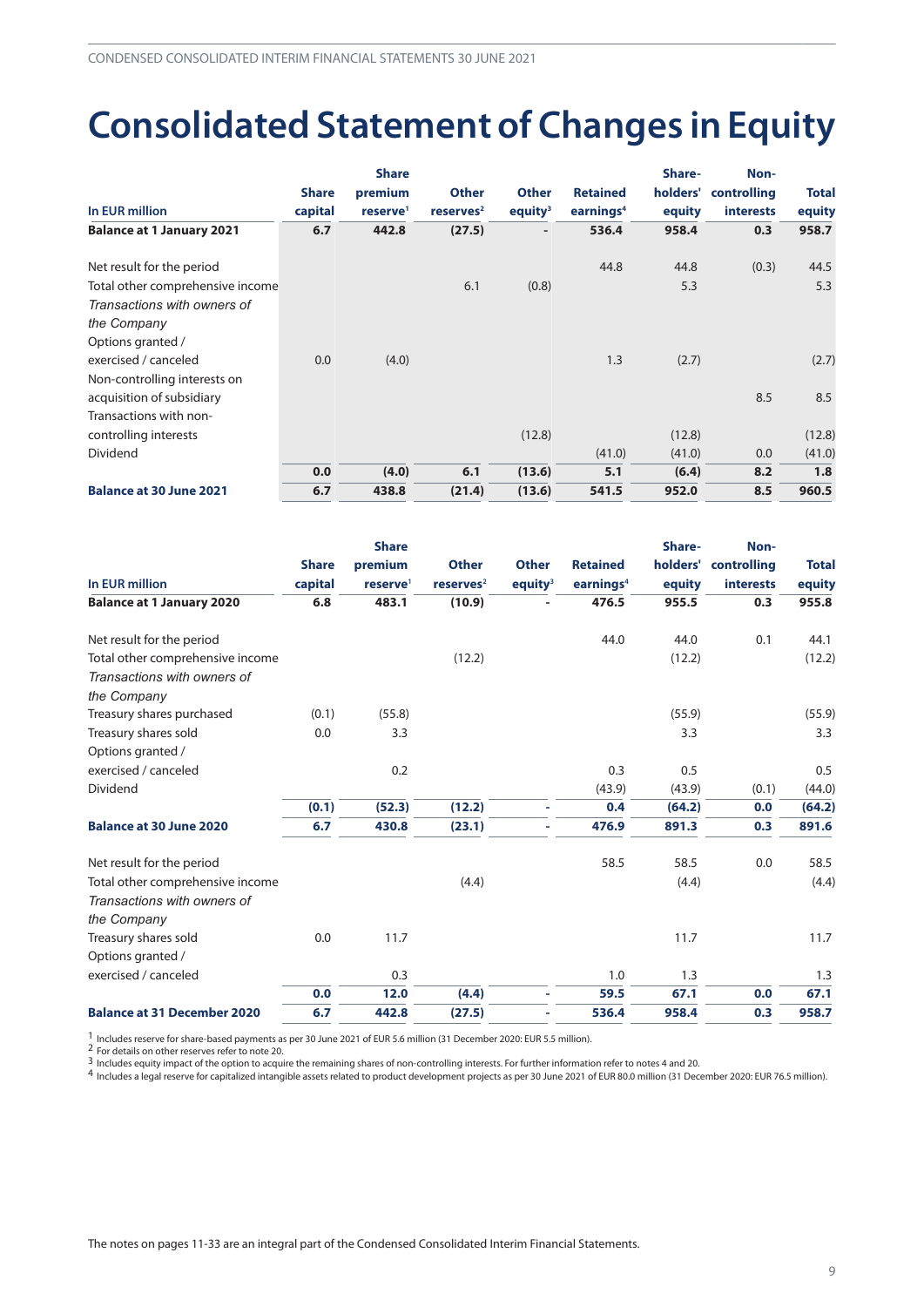# Consolidated Statement of Changes in Equity

| In EUR million | Share capital | Share premium reserve[1] | Other reserves[2] | Other equity[3] | Retained earnings[4] | Share-holders' equity | Non-controlling interests | Total equity |
|---|---|---|---|---|---|---|---|---|
| **Balance at 1 January 2021** | **6.7** | **442.8** | **(27.5)** | **-** | **536.4** | **958.4** | **0.3** | **958.7** |
| Net result for the period | | | | | 44.8 | 44.8 | (0.3) | 44.5 |
| Total other comprehensive income | | | 6.1 | (0.8) | | 5.3 | | 5.3 |
| *Transactions with owners of the Company* | | | | | | | | |
| Options granted / exercised / canceled | 0.0 | (4.0) | | | 1.3 | (2.7) | | (2.7) |
| Non-controlling interests on acquisition of subsidiary | | | | | | | 8.5 | 8.5 |
| Transactions with non-controlling interests | | | | (12.8) | | (12.8) | | (12.8) |
| Dividend | | | | | (41.0) | (41.0) | 0.0 | (41.0) |
| | **0.0** | **(4.0)** | **6.1** | **(13.6)** | **5.1** | **(6.4)** | **8.2** | **1.8** |
| **Balance at 30 June 2021** | **6.7** | **438.8** | **(21.4)** | **(13.6)** | **541.5** | **952.0** | **8.5** | **960.5** |

| In EUR million | Share capital | Share premium reserve[1] | Other reserves[2] | Other equity[3] | Retained earnings[4] | Share-holders' equity | Non-controlling interests | Total equity |
|---|---|---|---|---|---|---|---|---|
| **Balance at 1 January 2020** | **6.8** | **483.1** | **(10.9)** | **-** | **476.5** | **955.5** | **0.3** | **955.8** |
| Net result for the period | | | | | 44.0 | 44.0 | 0.1 | 44.1 |
| Total other comprehensive income | | | (12.2) | | | (12.2) | | (12.2) |
| *Transactions with owners of the Company* | | | | | | | | |
| Treasury shares purchased | (0.1) | (55.8) | | | | (55.9) | | (55.9) |
| Treasury shares sold | 0.0 | 3.3 | | | | 3.3 | | 3.3 |
| Options granted / exercised / canceled | | 0.2 | | | 0.3 | 0.5 | | 0.5 |
| Dividend | | | | | (43.9) | (43.9) | (0.1) | (44.0) |
| | **(0.1)** | **(52.3)** | **(12.2)** | **-** | **0.4** | **(64.2)** | **0.0** | **(64.2)** |
| **Balance at 30 June 2020** | **6.7** | **430.8** | **(23.1)** | **-** | **476.9** | **891.3** | **0.3** | **891.6** |
| Net result for the period | | | | | 58.5 | 58.5 | 0.0 | 58.5 |
| Total other comprehensive income | | | (4.4) | | | (4.4) | | (4.4) |
| *Transactions with owners of the Company* | | | | | | | | |
| Treasury shares sold | 0.0 | 11.7 | | | | 11.7 | | 11.7 |
| Options granted / exercised / canceled | | 0.3 | | | 1.0 | 1.3 | | 1.3 |
| | **0.0** | **12.0** | **(4.4)** | **-** | **59.5** | **67.1** | **0.0** | **67.1** |
| **Balance at 31 December 2020** | **6.7** | **442.8** | **(27.5)** | **-** | **536.4** | **958.4** | **0.3** | **958.7** |

[1] Includes reserve for share-based payments as per 30 June 2021 of EUR 5.6 million (31 December 2020: EUR 5.5 million).
[2] For details on other reserves refer to note 20.
[3] Includes equity impact of the option to acquire the remaining shares of non-controlling interests. For further information refer to notes 4 and 20.
[4] Includes a legal reserve for capitalized intangible assets related to product development projects as per 30 June 2021 of EUR 80.0 million (31 December 2020: EUR 76.5 million).

The notes on pages 11-33 are an integral part of the Condensed Consolidated Interim Financial Statements.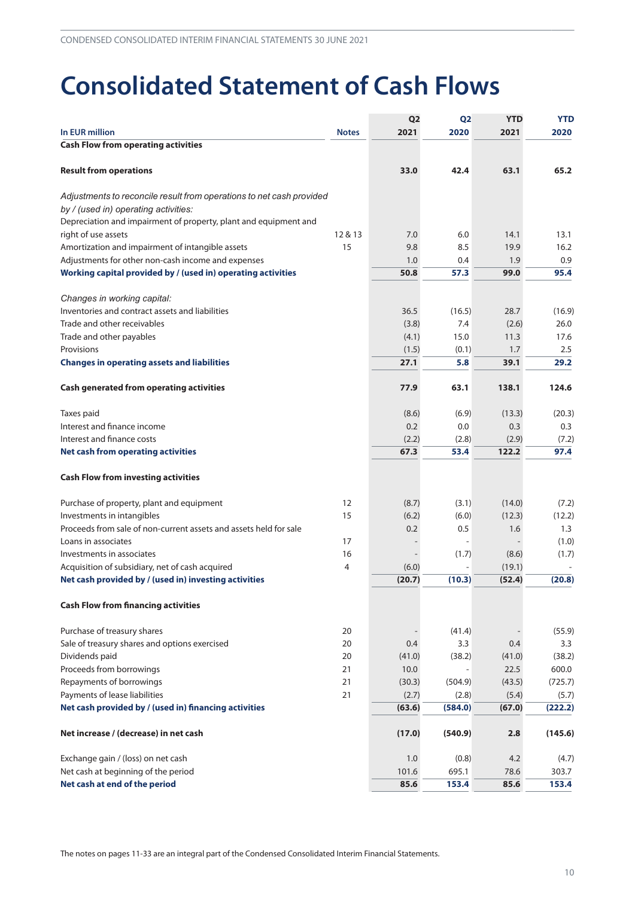# Consolidated Statement of Cash Flows

| In EUR million | Notes | Q2 2021 | Q2 2020 | YTD 2021 | YTD 2020 |
|---|---|---|---|---|---|
| **Cash Flow from operating activities** | | | | | |
| **Result from operations** | | **33.0** | **42.4** | **63.1** | **65.2** |
| *Adjustments to reconcile result from operations to net cash provided by / (used in) operating activities:* | | | | | |
| Depreciation and impairment of property, plant and equipment and right of use assets | 12 & 13 | 7.0 | 6.0 | 14.1 | 13.1 |
| Amortization and impairment of intangible assets | 15 | 9.8 | 8.5 | 19.9 | 16.2 |
| Adjustments for other non-cash income and expenses | | 1.0 | 0.4 | 1.9 | 0.9 |
| **Working capital provided by / (used in) operating activities** | | **50.8** | **57.3** | **99.0** | **95.4** |
| *Changes in working capital:* | | | | | |
| Inventories and contract assets and liabilities | | 36.5 | (16.5) | 28.7 | (16.9) |
| Trade and other receivables | | (3.8) | 7.4 | (2.6) | 26.0 |
| Trade and other payables | | (4.1) | 15.0 | 11.3 | 17.6 |
| Provisions | | (1.5) | (0.1) | 1.7 | 2.5 |
| **Changes in operating assets and liabilities** | | **27.1** | **5.8** | **39.1** | **29.2** |
| **Cash generated from operating activities** | | **77.9** | **63.1** | **138.1** | **124.6** |
| Taxes paid | | (8.6) | (6.9) | (13.3) | (20.3) |
| Interest and finance income | | 0.2 | 0.0 | 0.3 | 0.3 |
| Interest and finance costs | | (2.2) | (2.8) | (2.9) | (7.2) |
| **Net cash from operating activities** | | **67.3** | **53.4** | **122.2** | **97.4** |
| **Cash Flow from investing activities** | | | | | |
| Purchase of property, plant and equipment | 12 | (8.7) | (3.1) | (14.0) | (7.2) |
| Investments in intangibles | 15 | (6.2) | (6.0) | (12.3) | (12.2) |
| Proceeds from sale of non-current assets and assets held for sale | | 0.2 | 0.5 | 1.6 | 1.3 |
| Loans in associates | 17 | - | - | - | (1.0) |
| Investments in associates | 16 | - | (1.7) | (8.6) | (1.7) |
| Acquisition of subsidiary, net of cash acquired | 4 | (6.0) | - | (19.1) | - |
| **Net cash provided by / (used in) investing activities** | | **(20.7)** | **(10.3)** | **(52.4)** | **(20.8)** |
| **Cash Flow from financing activities** | | | | | |
| Purchase of treasury shares | 20 | - | (41.4) | - | (55.9) |
| Sale of treasury shares and options exercised | 20 | 0.4 | 3.3 | 0.4 | 3.3 |
| Dividends paid | 20 | (41.0) | (38.2) | (41.0) | (38.2) |
| Proceeds from borrowings | 21 | 10.0 | - | 22.5 | 600.0 |
| Repayments of borrowings | 21 | (30.3) | (504.9) | (43.5) | (725.7) |
| Payments of lease liabilities | 21 | (2.7) | (2.8) | (5.4) | (5.7) |
| **Net cash provided by / (used in) financing activities** | | **(63.6)** | **(584.0)** | **(67.0)** | **(222.2)** |
| **Net increase / (decrease) in net cash** | | **(17.0)** | **(540.9)** | **2.8** | **(145.6)** |
| Exchange gain / (loss) on net cash | | 1.0 | (0.8) | 4.2 | (4.7) |
| Net cash at beginning of the period | | 101.6 | 695.1 | 78.6 | 303.7 |
| **Net cash at end of the period** | | **85.6** | **153.4** | **85.6** | **153.4** |

The notes on pages 11-33 are an integral part of the Condensed Consolidated Interim Financial Statements.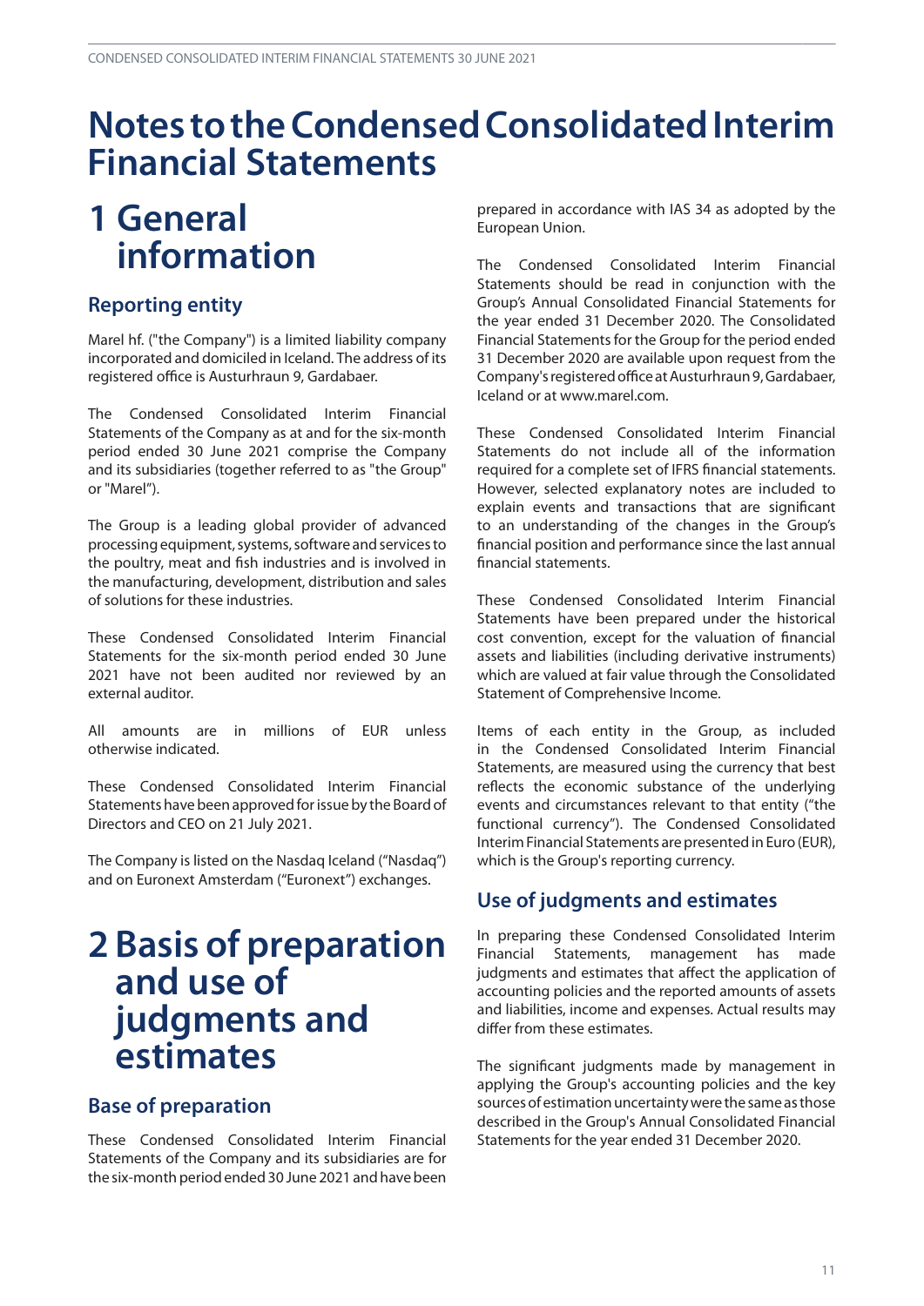# Notes to the Condensed Consolidated Interim Financial Statements

## 1 General information

### Reporting entity

Marel hf. ("the Company") is a limited liability company incorporated and domiciled in Iceland. The address of its registered office is Austurhraun 9, Gardabaer.

The Condensed Consolidated Interim Financial Statements of the Company as at and for the six-month period ended 30 June 2021 comprise the Company and its subsidiaries (together referred to as "the Group" or "Marel").

The Group is a leading global provider of advanced processing equipment, systems, software and services to the poultry, meat and fish industries and is involved in the manufacturing, development, distribution and sales of solutions for these industries.

These Condensed Consolidated Interim Financial Statements for the six-month period ended 30 June 2021 have not been audited nor reviewed by an external auditor.

All amounts are in millions of EUR unless otherwise indicated.

These Condensed Consolidated Interim Financial Statements have been approved for issue by the Board of Directors and CEO on 21 July 2021.

The Company is listed on the Nasdaq Iceland ("Nasdaq") and on Euronext Amsterdam ("Euronext") exchanges.

## 2 Basis of preparation and use of judgments and estimates

### Base of preparation

These Condensed Consolidated Interim Financial Statements of the Company and its subsidiaries are for the six-month period ended 30 June 2021 and have been prepared in accordance with IAS 34 as adopted by the European Union.

The Condensed Consolidated Interim Financial Statements should be read in conjunction with the Group's Annual Consolidated Financial Statements for the year ended 31 December 2020. The Consolidated Financial Statements for the Group for the period ended 31 December 2020 are available upon request from the Company's registered office at Austurhraun 9, Gardabaer, Iceland or at www.marel.com.

These Condensed Consolidated Interim Financial Statements do not include all of the information required for a complete set of IFRS financial statements. However, selected explanatory notes are included to explain events and transactions that are significant to an understanding of the changes in the Group's financial position and performance since the last annual financial statements.

These Condensed Consolidated Interim Financial Statements have been prepared under the historical cost convention, except for the valuation of financial assets and liabilities (including derivative instruments) which are valued at fair value through the Consolidated Statement of Comprehensive Income.

Items of each entity in the Group, as included in the Condensed Consolidated Interim Financial Statements, are measured using the currency that best reflects the economic substance of the underlying events and circumstances relevant to that entity ("the functional currency"). The Condensed Consolidated Interim Financial Statements are presented in Euro (EUR), which is the Group's reporting currency.

### Use of judgments and estimates

In preparing these Condensed Consolidated Interim Financial Statements, management has made judgments and estimates that affect the application of accounting policies and the reported amounts of assets and liabilities, income and expenses. Actual results may differ from these estimates.

The significant judgments made by management in applying the Group's accounting policies and the key sources of estimation uncertainty were the same as those described in the Group's Annual Consolidated Financial Statements for the year ended 31 December 2020.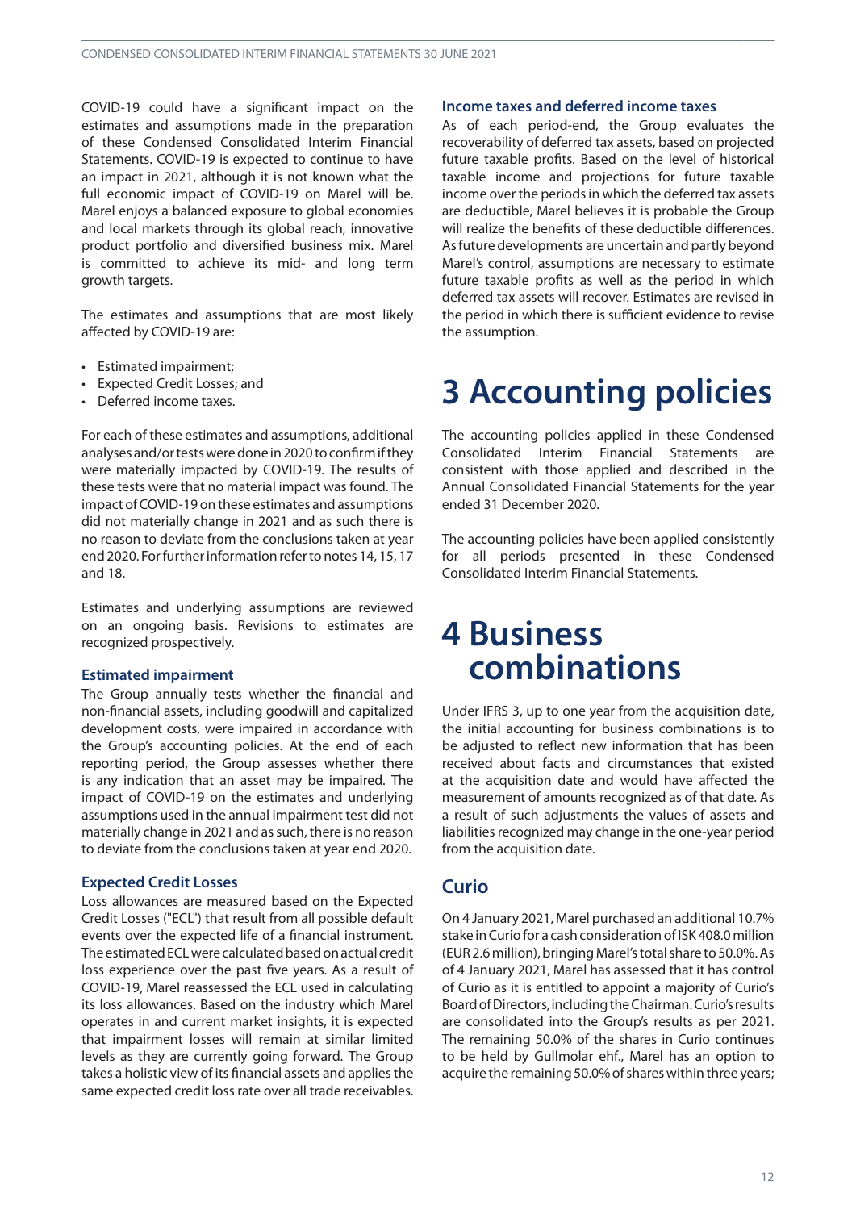COVID-19 could have a significant impact on the estimates and assumptions made in the preparation of these Condensed Consolidated Interim Financial Statements. COVID-19 is expected to continue to have an impact in 2021, although it is not known what the full economic impact of COVID-19 on Marel will be. Marel enjoys a balanced exposure to global economies and local markets through its global reach, innovative product portfolio and diversified business mix. Marel is committed to achieve its mid- and long term growth targets.

The estimates and assumptions that are most likely affected by COVID-19 are:

- Estimated impairment;
- Expected Credit Losses; and
- Deferred income taxes.

For each of these estimates and assumptions, additional analyses and/or tests were done in 2020 to confirm if they were materially impacted by COVID-19. The results of these tests were that no material impact was found. The impact of COVID-19 on these estimates and assumptions did not materially change in 2021 and as such there is no reason to deviate from the conclusions taken at year end 2020. For further information refer to notes 14, 15, 17 and 18.

Estimates and underlying assumptions are reviewed on an ongoing basis. Revisions to estimates are recognized prospectively.

### Estimated impairment

The Group annually tests whether the financial and non-financial assets, including goodwill and capitalized development costs, were impaired in accordance with the Group's accounting policies. At the end of each reporting period, the Group assesses whether there is any indication that an asset may be impaired. The impact of COVID-19 on the estimates and underlying assumptions used in the annual impairment test did not materially change in 2021 and as such, there is no reason to deviate from the conclusions taken at year end 2020.

### Expected Credit Losses

Loss allowances are measured based on the Expected Credit Losses ("ECL") that result from all possible default events over the expected life of a financial instrument. The estimated ECL were calculated based on actual credit loss experience over the past five years. As a result of COVID-19, Marel reassessed the ECL used in calculating its loss allowances. Based on the industry which Marel operates in and current market insights, it is expected that impairment losses will remain at similar limited levels as they are currently going forward. The Group takes a holistic view of its financial assets and applies the same expected credit loss rate over all trade receivables.

### Income taxes and deferred income taxes

As of each period-end, the Group evaluates the recoverability of deferred tax assets, based on projected future taxable profits. Based on the level of historical taxable income and projections for future taxable income over the periods in which the deferred tax assets are deductible, Marel believes it is probable the Group will realize the benefits of these deductible differences. As future developments are uncertain and partly beyond Marel's control, assumptions are necessary to estimate future taxable profits as well as the period in which deferred tax assets will recover. Estimates are revised in the period in which there is sufficient evidence to revise the assumption.

# 3 Accounting policies

The accounting policies applied in these Condensed Consolidated Interim Financial Statements are consistent with those applied and described in the Annual Consolidated Financial Statements for the year ended 31 December 2020.

The accounting policies have been applied consistently for all periods presented in these Condensed Consolidated Interim Financial Statements.

# 4 Business combinations

Under IFRS 3, up to one year from the acquisition date, the initial accounting for business combinations is to be adjusted to reflect new information that has been received about facts and circumstances that existed at the acquisition date and would have affected the measurement of amounts recognized as of that date. As a result of such adjustments the values of assets and liabilities recognized may change in the one-year period from the acquisition date.

## Curio

On 4 January 2021, Marel purchased an additional 10.7% stake in Curio for a cash consideration of ISK 408.0 million (EUR 2.6 million), bringing Marel's total share to 50.0%. As of 4 January 2021, Marel has assessed that it has control of Curio as it is entitled to appoint a majority of Curio's Board of Directors, including the Chairman. Curio's results are consolidated into the Group's results as per 2021. The remaining 50.0% of the shares in Curio continues to be held by Gullmolar ehf., Marel has an option to acquire the remaining 50.0% of shares within three years;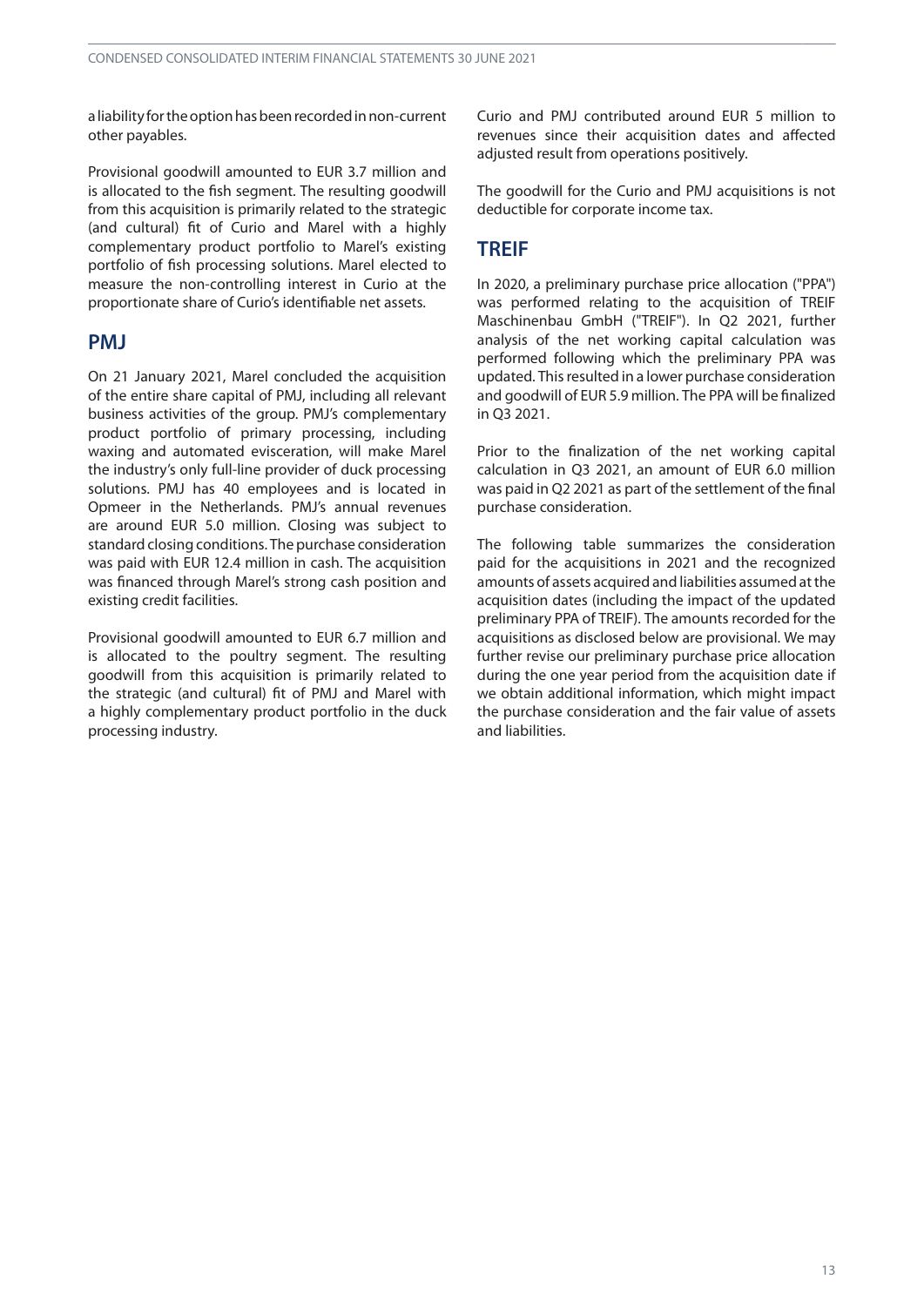a liability for the option has been recorded in non-current other payables.

Provisional goodwill amounted to EUR 3.7 million and is allocated to the fish segment. The resulting goodwill from this acquisition is primarily related to the strategic (and cultural) fit of Curio and Marel with a highly complementary product portfolio to Marel's existing portfolio of fish processing solutions. Marel elected to measure the non-controlling interest in Curio at the proportionate share of Curio's identifiable net assets.

## PMJ

On 21 January 2021, Marel concluded the acquisition of the entire share capital of PMJ, including all relevant business activities of the group. PMJ's complementary product portfolio of primary processing, including waxing and automated evisceration, will make Marel the industry's only full-line provider of duck processing solutions. PMJ has 40 employees and is located in Opmeer in the Netherlands. PMJ's annual revenues are around EUR 5.0 million. Closing was subject to standard closing conditions. The purchase consideration was paid with EUR 12.4 million in cash. The acquisition was financed through Marel's strong cash position and existing credit facilities.

Provisional goodwill amounted to EUR 6.7 million and is allocated to the poultry segment. The resulting goodwill from this acquisition is primarily related to the strategic (and cultural) fit of PMJ and Marel with a highly complementary product portfolio in the duck processing industry.

Curio and PMJ contributed around EUR 5 million to revenues since their acquisition dates and affected adjusted result from operations positively.

The goodwill for the Curio and PMJ acquisitions is not deductible for corporate income tax.

## TREIF

In 2020, a preliminary purchase price allocation ("PPA") was performed relating to the acquisition of TREIF Maschinenbau GmbH ("TREIF"). In Q2 2021, further analysis of the net working capital calculation was performed following which the preliminary PPA was updated. This resulted in a lower purchase consideration and goodwill of EUR 5.9 million. The PPA will be finalized in Q3 2021.

Prior to the finalization of the net working capital calculation in Q3 2021, an amount of EUR 6.0 million was paid in Q2 2021 as part of the settlement of the final purchase consideration.

The following table summarizes the consideration paid for the acquisitions in 2021 and the recognized amounts of assets acquired and liabilities assumed at the acquisition dates (including the impact of the updated preliminary PPA of TREIF). The amounts recorded for the acquisitions as disclosed below are provisional. We may further revise our preliminary purchase price allocation during the one year period from the acquisition date if we obtain additional information, which might impact the purchase consideration and the fair value of assets and liabilities.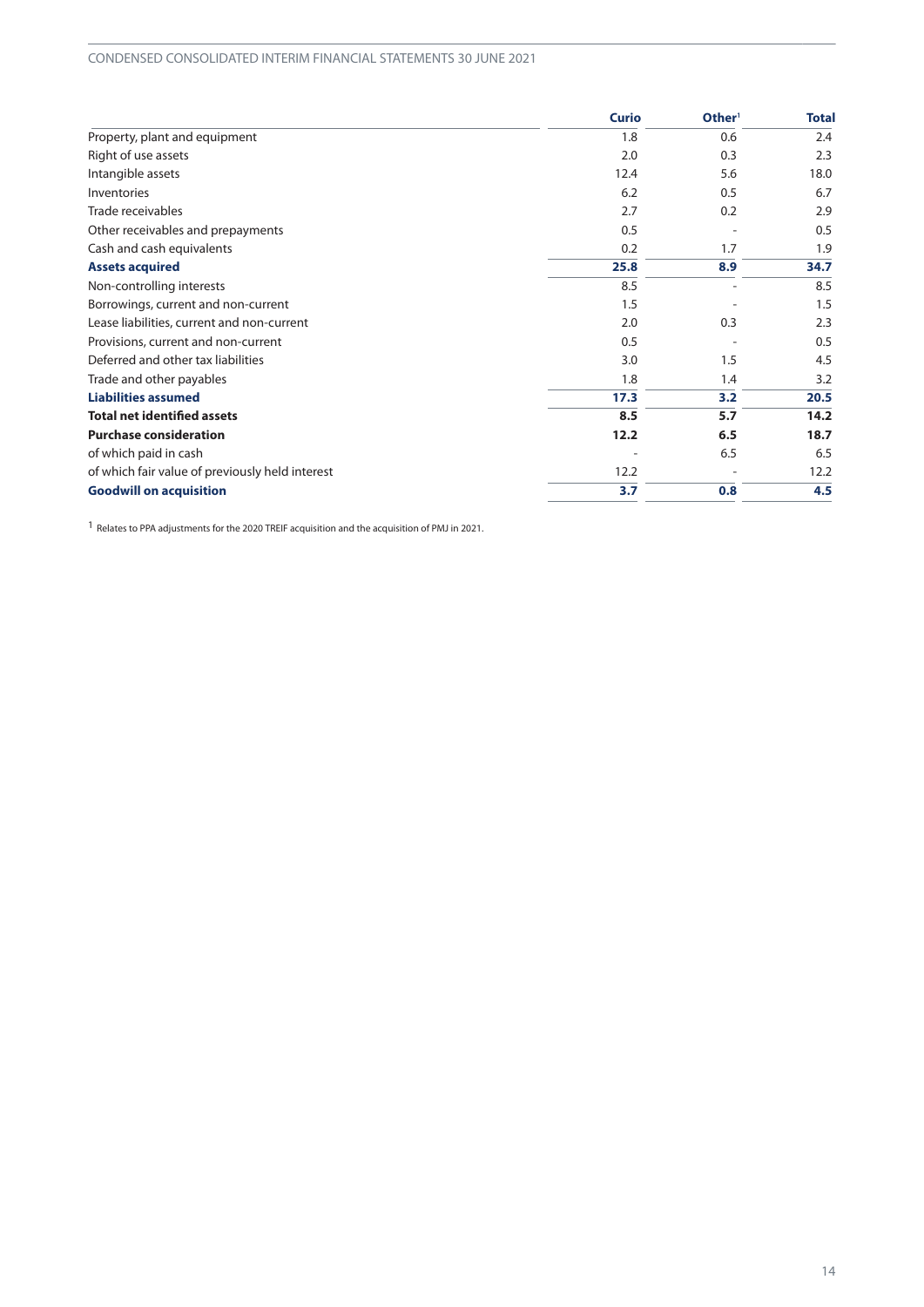| | Curio | Other[1] | Total |
|---|---|---|---|
| Property, plant and equipment | 1.8 | 0.6 | 2.4 |
| Right of use assets | 2.0 | 0.3 | 2.3 |
| Intangible assets | 12.4 | 5.6 | 18.0 |
| Inventories | 6.2 | 0.5 | 6.7 |
| Trade receivables | 2.7 | 0.2 | 2.9 |
| Other receivables and prepayments | 0.5 | - | 0.5 |
| Cash and cash equivalents | 0.2 | 1.7 | 1.9 |
| **Assets acquired** | **25.8** | **8.9** | **34.7** |
| Non-controlling interests | 8.5 | - | 8.5 |
| Borrowings, current and non-current | 1.5 | - | 1.5 |
| Lease liabilities, current and non-current | 2.0 | 0.3 | 2.3 |
| Provisions, current and non-current | 0.5 | - | 0.5 |
| Deferred and other tax liabilities | 3.0 | 1.5 | 4.5 |
| Trade and other payables | 1.8 | 1.4 | 3.2 |
| **Liabilities assumed** | **17.3** | **3.2** | **20.5** |
| **Total net identified assets** | **8.5** | **5.7** | **14.2** |
| **Purchase consideration** | **12.2** | **6.5** | **18.7** |
| of which paid in cash | - | 6.5 | 6.5 |
| of which fair value of previously held interest | 12.2 | - | 12.2 |
| **Goodwill on acquisition** | **3.7** | **0.8** | **4.5** |

[1] Relates to PPA adjustments for the 2020 TREIF acquisition and the acquisition of PMJ in 2021.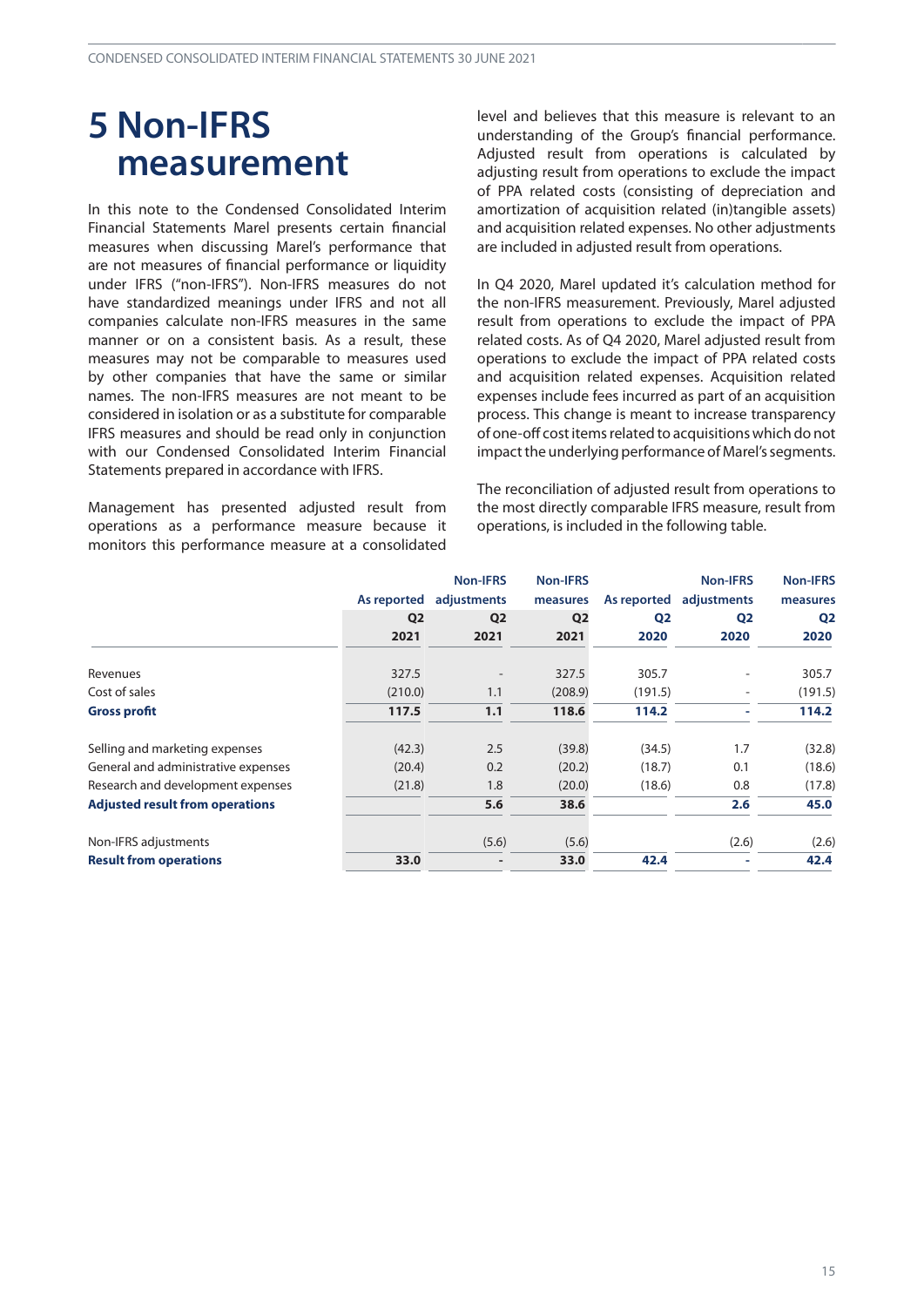# 5 Non-IFRS measurement

In this note to the Condensed Consolidated Interim Financial Statements Marel presents certain financial measures when discussing Marel's performance that are not measures of financial performance or liquidity under IFRS ("non-IFRS"). Non-IFRS measures do not have standardized meanings under IFRS and not all companies calculate non-IFRS measures in the same manner or on a consistent basis. As a result, these measures may not be comparable to measures used by other companies that have the same or similar names. The non-IFRS measures are not meant to be considered in isolation or as a substitute for comparable IFRS measures and should be read only in conjunction with our Condensed Consolidated Interim Financial Statements prepared in accordance with IFRS.

Management has presented adjusted result from operations as a performance measure because it monitors this performance measure at a consolidated level and believes that this measure is relevant to an understanding of the Group's financial performance. Adjusted result from operations is calculated by adjusting result from operations to exclude the impact of PPA related costs (consisting of depreciation and amortization of acquisition related (in)tangible assets) and acquisition related expenses. No other adjustments are included in adjusted result from operations.

In Q4 2020, Marel updated it's calculation method for the non-IFRS measurement. Previously, Marel adjusted result from operations to exclude the impact of PPA related costs. As of Q4 2020, Marel adjusted result from operations to exclude the impact of PPA related costs and acquisition related expenses. Acquisition related expenses include fees incurred as part of an acquisition process. This change is meant to increase transparency of one-off cost items related to acquisitions which do not impact the underlying performance of Marel's segments.

The reconciliation of adjusted result from operations to the most directly comparable IFRS measure, result from operations, is included in the following table.

| | As reported Q2 2021 | Non-IFRS adjustments Q2 2021 | Non-IFRS measures Q2 2021 | As reported Q2 2020 | Non-IFRS adjustments Q2 2020 | Non-IFRS measures Q2 2020 |
|---|---|---|---|---|---|---|
| Revenues | 327.5 | - | 327.5 | 305.7 | - | 305.7 |
| Cost of sales | (210.0) | 1.1 | (208.9) | (191.5) | - | (191.5) |
| **Gross profit** | **117.5** | **1.1** | **118.6** | **114.2** | **-** | **114.2** |
| Selling and marketing expenses | (42.3) | 2.5 | (39.8) | (34.5) | 1.7 | (32.8) |
| General and administrative expenses | (20.4) | 0.2 | (20.2) | (18.7) | 0.1 | (18.6) |
| Research and development expenses | (21.8) | 1.8 | (20.0) | (18.6) | 0.8 | (17.8) |
| **Adjusted result from operations** | | **5.6** | **38.6** | | **2.6** | **45.0** |
| Non-IFRS adjustments | | (5.6) | (5.6) | | (2.6) | (2.6) |
| **Result from operations** | **33.0** | **-** | **33.0** | **42.4** | **-** | **42.4** |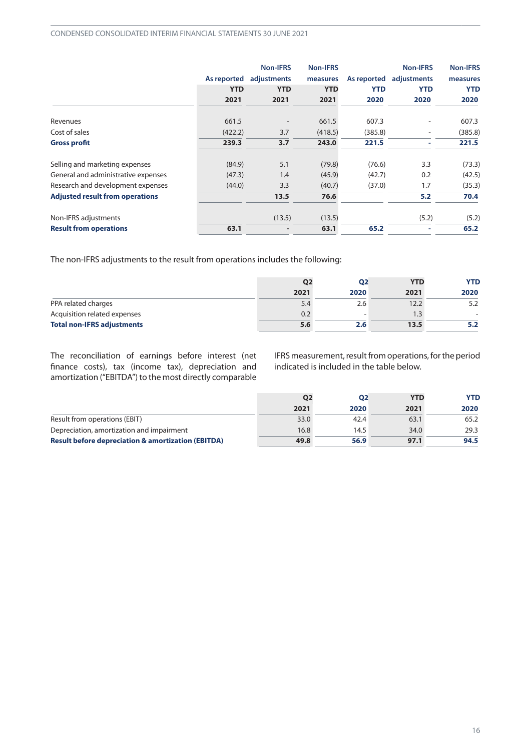| | As reported YTD 2021 | Non-IFRS adjustments YTD 2021 | Non-IFRS measures YTD 2021 | As reported YTD 2020 | Non-IFRS adjustments YTD 2020 | Non-IFRS measures YTD 2020 |
|---|---|---|---|---|---|---|
| Revenues | 661.5 | - | 661.5 | 607.3 | - | 607.3 |
| Cost of sales | (422.2) | 3.7 | (418.5) | (385.8) | - | (385.8) |
| **Gross profit** | **239.3** | **3.7** | **243.0** | **221.5** | **-** | **221.5** |
| Selling and marketing expenses | (84.9) | 5.1 | (79.8) | (76.6) | 3.3 | (73.3) |
| General and administrative expenses | (47.3) | 1.4 | (45.9) | (42.7) | 0.2 | (42.5) |
| Research and development expenses | (44.0) | 3.3 | (40.7) | (37.0) | 1.7 | (35.3) |
| **Adjusted result from operations** | | **13.5** | **76.6** | | **5.2** | **70.4** |
| Non-IFRS adjustments | | (13.5) | (13.5) | | (5.2) | (5.2) |
| **Result from operations** | **63.1** | **-** | **63.1** | **65.2** | **-** | **65.2** |

The non-IFRS adjustments to the result from operations includes the following:

| | Q2 2021 | Q2 2020 | YTD 2021 | YTD 2020 |
|---|---|---|---|---|
| PPA related charges | 5.4 | 2.6 | 12.2 | 5.2 |
| Acquisition related expenses | 0.2 | - | 1.3 | - |
| **Total non-IFRS adjustments** | **5.6** | **2.6** | **13.5** | **5.2** |

The reconciliation of earnings before interest (net finance costs), tax (income tax), depreciation and amortization ("EBITDA") to the most directly comparable IFRS measurement, result from operations, for the period indicated is included in the table below.

| | Q2 2021 | Q2 2020 | YTD 2021 | YTD 2020 |
|---|---|---|---|---|
| Result from operations (EBIT) | 33.0 | 42.4 | 63.1 | 65.2 |
| Depreciation, amortization and impairment | 16.8 | 14.5 | 34.0 | 29.3 |
| **Result before depreciation & amortization (EBITDA)** | **49.8** | **56.9** | **97.1** | **94.5** |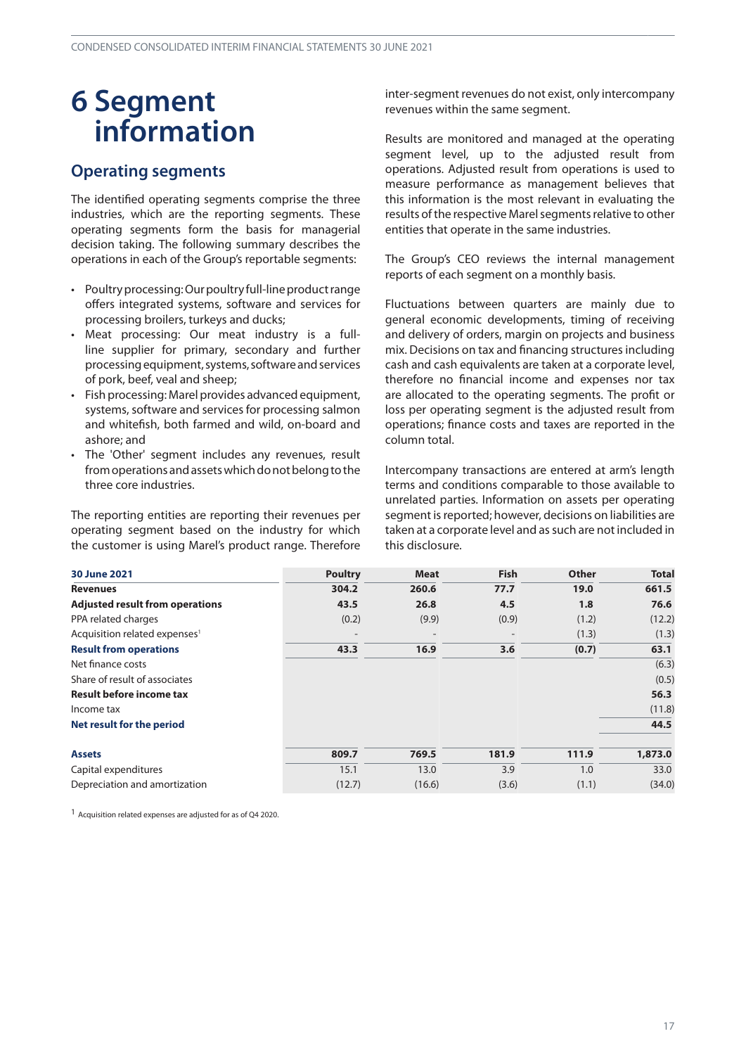# 6 Segment information

## Operating segments

The identified operating segments comprise the three industries, which are the reporting segments. These operating segments form the basis for managerial decision taking. The following summary describes the operations in each of the Group's reportable segments:

- Poultry processing: Our poultry full-line product range offers integrated systems, software and services for processing broilers, turkeys and ducks;
- Meat processing: Our meat industry is a full-line supplier for primary, secondary and further processing equipment, systems, software and services of pork, beef, veal and sheep;
- Fish processing: Marel provides advanced equipment, systems, software and services for processing salmon and whitefish, both farmed and wild, on-board and ashore; and
- The 'Other' segment includes any revenues, result from operations and assets which do not belong to the three core industries.

The reporting entities are reporting their revenues per operating segment based on the industry for which the customer is using Marel's product range. Therefore inter-segment revenues do not exist, only intercompany revenues within the same segment.

Results are monitored and managed at the operating segment level, up to the adjusted result from operations. Adjusted result from operations is used to measure performance as management believes that this information is the most relevant in evaluating the results of the respective Marel segments relative to other entities that operate in the same industries.

The Group's CEO reviews the internal management reports of each segment on a monthly basis.

Fluctuations between quarters are mainly due to general economic developments, timing of receiving and delivery of orders, margin on projects and business mix. Decisions on tax and financing structures including cash and cash equivalents are taken at a corporate level, therefore no financial income and expenses nor tax are allocated to the operating segments. The profit or loss per operating segment is the adjusted result from operations; finance costs and taxes are reported in the column total.

Intercompany transactions are entered at arm's length terms and conditions comparable to those available to unrelated parties. Information on assets per operating segment is reported; however, decisions on liabilities are taken at a corporate level and as such are not included in this disclosure.

| 30 June 2021 | Poultry | Meat | Fish | Other | Total |
|---|---|---|---|---|---|
| **Revenues** | **304.2** | **260.6** | **77.7** | **19.0** | **661.5** |
| **Adjusted result from operations** | **43.5** | **26.8** | **4.5** | **1.8** | **76.6** |
| PPA related charges | (0.2) | (9.9) | (0.9) | (1.2) | (12.2) |
| Acquisition related expenses[1] | - | - | - | (1.3) | (1.3) |
| **Result from operations** | **43.3** | **16.9** | **3.6** | **(0.7)** | **63.1** |
| Net finance costs | | | | | (6.3) |
| Share of result of associates | | | | | (0.5) |
| **Result before income tax** | | | | | **56.3** |
| Income tax | | | | | (11.8) |
| **Net result for the period** | | | | | **44.5** |
| | | | | | |
| **Assets** | **809.7** | **769.5** | **181.9** | **111.9** | **1,873.0** |
| Capital expenditures | 15.1 | 13.0 | 3.9 | 1.0 | 33.0 |
| Depreciation and amortization | (12.7) | (16.6) | (3.6) | (1.1) | (34.0) |

[1] Acquisition related expenses are adjusted for as of Q4 2020.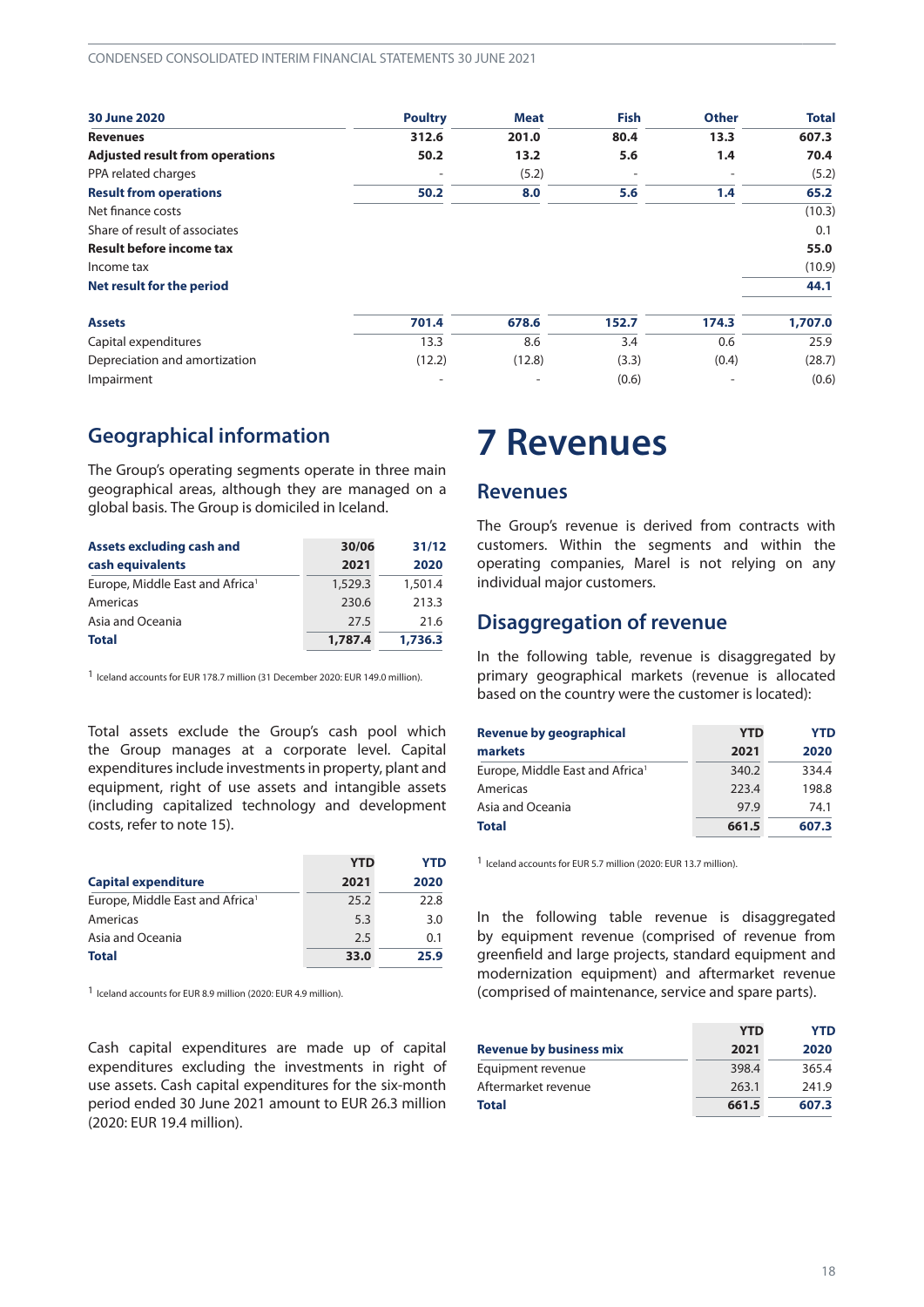| 30 June 2020 | Poultry | Meat | Fish | Other | Total |
|---|---|---|---|---|---|
| **Revenues** | **312.6** | **201.0** | **80.4** | **13.3** | **607.3** |
| **Adjusted result from operations** | **50.2** | **13.2** | **5.6** | **1.4** | **70.4** |
| PPA related charges | - | (5.2) | - | - | (5.2) |
| **Result from operations** | **50.2** | **8.0** | **5.6** | **1.4** | **65.2** |
| Net finance costs | | | | | (10.3) |
| Share of result of associates | | | | | 0.1 |
| **Result before income tax** | | | | | **55.0** |
| Income tax | | | | | (10.9) |
| **Net result for the period** | | | | | **44.1** |
| | | | | | |
| **Assets** | **701.4** | **678.6** | **152.7** | **174.3** | **1,707.0** |
| Capital expenditures | 13.3 | 8.6 | 3.4 | 0.6 | 25.9 |
| Depreciation and amortization | (12.2) | (12.8) | (3.3) | (0.4) | (28.7) |
| Impairment | - | - | (0.6) | - | (0.6) |

## Geographical information

The Group's operating segments operate in three main geographical areas, although they are managed on a global basis. The Group is domiciled in Iceland.

| Assets excluding cash and cash equivalents | 30/06 2021 | 31/12 2020 |
|---|---|---|
| Europe, Middle East and Africa[1] | 1,529.3 | 1,501.4 |
| Americas | 230.6 | 213.3 |
| Asia and Oceania | 27.5 | 21.6 |
| **Total** | **1,787.4** | **1,736.3** |

[1] Iceland accounts for EUR 178.7 million (31 December 2020: EUR 149.0 million).

Total assets exclude the Group's cash pool which the Group manages at a corporate level. Capital expenditures include investments in property, plant and equipment, right of use assets and intangible assets (including capitalized technology and development costs, refer to note 15).

| Capital expenditure | YTD 2021 | YTD 2020 |
|---|---|---|
| Europe, Middle East and Africa[1] | 25.2 | 22.8 |
| Americas | 5.3 | 3.0 |
| Asia and Oceania | 2.5 | 0.1 |
| **Total** | **33.0** | **25.9** |

[1] Iceland accounts for EUR 8.9 million (2020: EUR 4.9 million).

Cash capital expenditures are made up of capital expenditures excluding the investments in right of use assets. Cash capital expenditures for the six-month period ended 30 June 2021 amount to EUR 26.3 million (2020: EUR 19.4 million).

# 7 Revenues

## Revenues

The Group's revenue is derived from contracts with customers. Within the segments and within the operating companies, Marel is not relying on any individual major customers.

## Disaggregation of revenue

In the following table, revenue is disaggregated by primary geographical markets (revenue is allocated based on the country were the customer is located):

| Revenue by geographical markets | YTD 2021 | YTD 2020 |
|---|---|---|
| Europe, Middle East and Africa[1] | 340.2 | 334.4 |
| Americas | 223.4 | 198.8 |
| Asia and Oceania | 97.9 | 74.1 |
| **Total** | **661.5** | **607.3** |

[1] Iceland accounts for EUR 5.7 million (2020: EUR 13.7 million).

In the following table revenue is disaggregated by equipment revenue (comprised of revenue from greenfield and large projects, standard equipment and modernization equipment) and aftermarket revenue (comprised of maintenance, service and spare parts).

| Revenue by business mix | YTD 2021 | YTD 2020 |
|---|---|---|
| Equipment revenue | 398.4 | 365.4 |
| Aftermarket revenue | 263.1 | 241.9 |
| **Total** | **661.5** | **607.3** |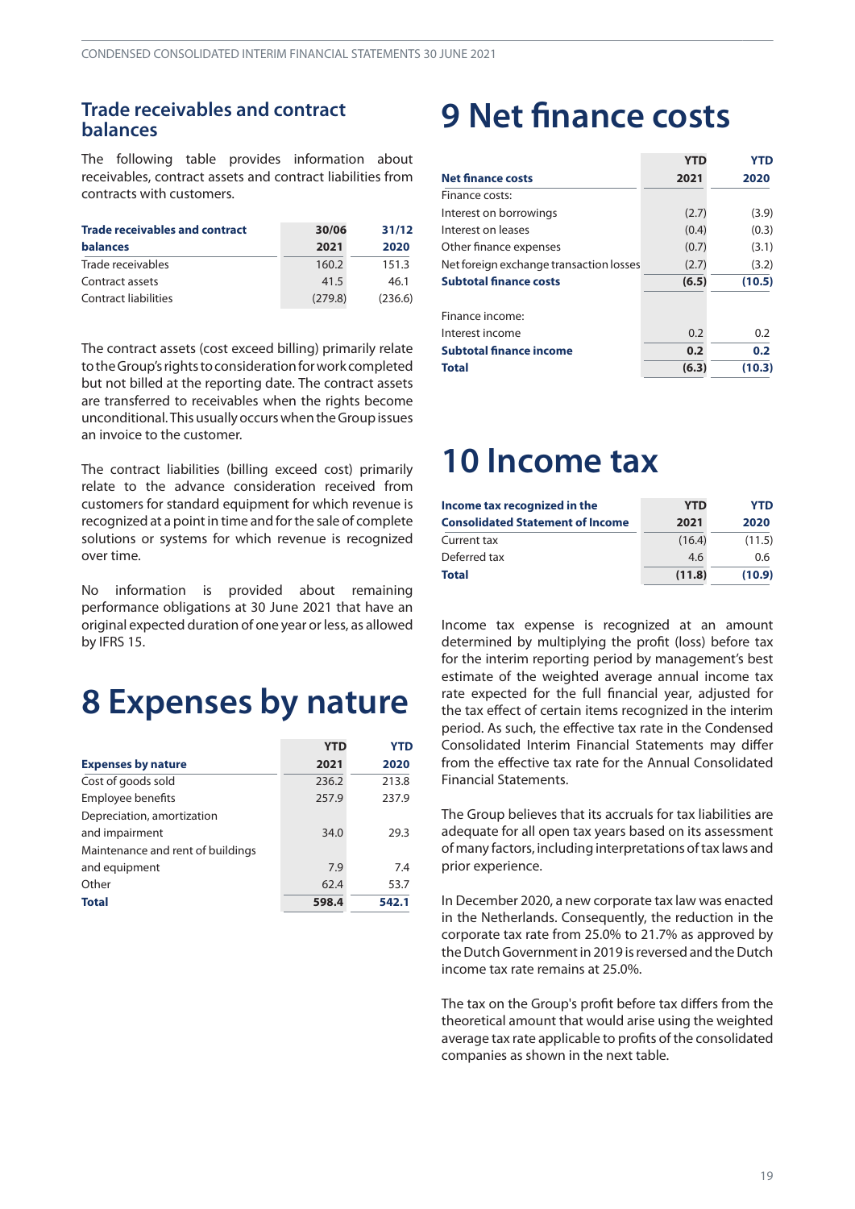### Trade receivables and contract balances

The following table provides information about receivables, contract assets and contract liabilities from contracts with customers.

| Trade receivables and contract balances | 30/06 2021 | 31/12 2020 |
|---|---|---|
| Trade receivables | 160.2 | 151.3 |
| Contract assets | 41.5 | 46.1 |
| Contract liabilities | (279.8) | (236.6) |

The contract assets (cost exceed billing) primarily relate to the Group's rights to consideration for work completed but not billed at the reporting date. The contract assets are transferred to receivables when the rights become unconditional. This usually occurs when the Group issues an invoice to the customer.

The contract liabilities (billing exceed cost) primarily relate to the advance consideration received from customers for standard equipment for which revenue is recognized at a point in time and for the sale of complete solutions or systems for which revenue is recognized over time.

No information is provided about remaining performance obligations at 30 June 2021 that have an original expected duration of one year or less, as allowed by IFRS 15.

# 8 Expenses by nature

| Expenses by nature | YTD 2021 | YTD 2020 |
|---|---|---|
| Cost of goods sold | 236.2 | 213.8 |
| Employee benefits | 257.9 | 237.9 |
| Depreciation, amortization and impairment | 34.0 | 29.3 |
| Maintenance and rent of buildings and equipment | 7.9 | 7.4 |
| Other | 62.4 | 53.7 |
| **Total** | **598.4** | **542.1** |

# 9 Net finance costs

| Net finance costs | YTD 2021 | YTD 2020 |
|---|---|---|
| Finance costs: | | |
| Interest on borrowings | (2.7) | (3.9) |
| Interest on leases | (0.4) | (0.3) |
| Other finance expenses | (0.7) | (3.1) |
| Net foreign exchange transaction losses | (2.7) | (3.2) |
| **Subtotal finance costs** | **(6.5)** | **(10.5)** |
| | | |
| Finance income: | | |
| Interest income | 0.2 | 0.2 |
| **Subtotal finance income** | **0.2** | **0.2** |
| **Total** | **(6.3)** | **(10.3)** |

# 10 Income tax

| Income tax recognized in the Consolidated Statement of Income | YTD 2021 | YTD 2020 |
|---|---|---|
| Current tax | (16.4) | (11.5) |
| Deferred tax | 4.6 | 0.6 |
| **Total** | **(11.8)** | **(10.9)** |

Income tax expense is recognized at an amount determined by multiplying the profit (loss) before tax for the interim reporting period by management's best estimate of the weighted average annual income tax rate expected for the full financial year, adjusted for the tax effect of certain items recognized in the interim period. As such, the effective tax rate in the Condensed Consolidated Interim Financial Statements may differ from the effective tax rate for the Annual Consolidated Financial Statements.

The Group believes that its accruals for tax liabilities are adequate for all open tax years based on its assessment of many factors, including interpretations of tax laws and prior experience.

In December 2020, a new corporate tax law was enacted in the Netherlands. Consequently, the reduction in the corporate tax rate from 25.0% to 21.7% as approved by the Dutch Government in 2019 is reversed and the Dutch income tax rate remains at 25.0%.

The tax on the Group's profit before tax differs from the theoretical amount that would arise using the weighted average tax rate applicable to profits of the consolidated companies as shown in the next table.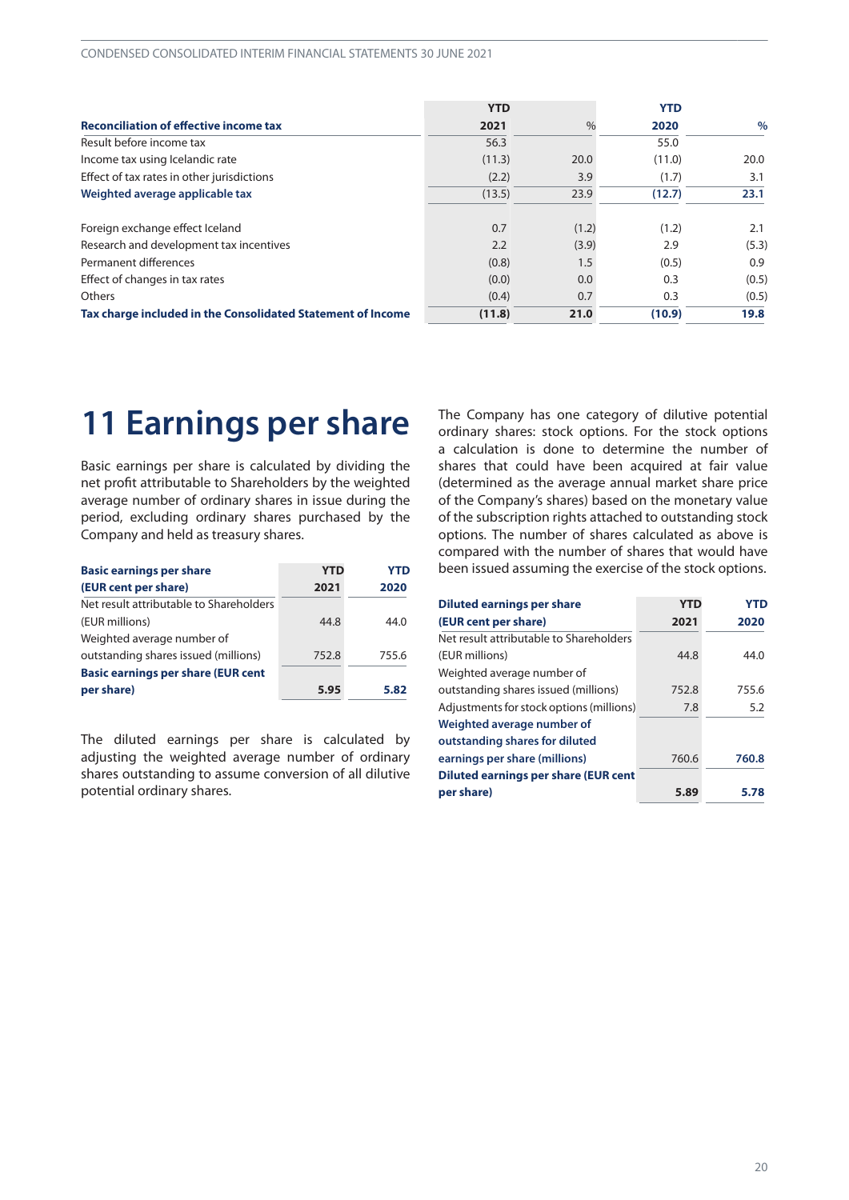| Reconciliation of effective income tax | YTD 2021 | % | YTD 2020 | % |
|---|---|---|---|---|
| Result before income tax | 56.3 | | 55.0 | |
| Income tax using Icelandic rate | (11.3) | 20.0 | (11.0) | 20.0 |
| Effect of tax rates in other jurisdictions | (2.2) | 3.9 | (1.7) | 3.1 |
| **Weighted average applicable tax** | (13.5) | 23.9 | **(12.7)** | **23.1** |
| | | | | |
| Foreign exchange effect Iceland | 0.7 | (1.2) | (1.2) | 2.1 |
| Research and development tax incentives | 2.2 | (3.9) | 2.9 | (5.3) |
| Permanent differences | (0.8) | 1.5 | (0.5) | 0.9 |
| Effect of changes in tax rates | (0.0) | 0.0 | 0.3 | (0.5) |
| Others | (0.4) | 0.7 | 0.3 | (0.5) |
| **Tax charge included in the Consolidated Statement of Income** | **(11.8)** | **21.0** | **(10.9)** | **19.8** |

# 11 Earnings per share

Basic earnings per share is calculated by dividing the net profit attributable to Shareholders by the weighted average number of ordinary shares in issue during the period, excluding ordinary shares purchased by the Company and held as treasury shares.

| Basic earnings per share (EUR cent per share) | YTD 2021 | YTD 2020 |
|---|---|---|
| Net result attributable to Shareholders (EUR millions) | 44.8 | 44.0 |
| Weighted average number of outstanding shares issued (millions) | 752.8 | 755.6 |
| **Basic earnings per share (EUR cent per share)** | **5.95** | **5.82** |

The diluted earnings per share is calculated by adjusting the weighted average number of ordinary shares outstanding to assume conversion of all dilutive potential ordinary shares.

The Company has one category of dilutive potential ordinary shares: stock options. For the stock options a calculation is done to determine the number of shares that could have been acquired at fair value (determined as the average annual market share price of the Company's shares) based on the monetary value of the subscription rights attached to outstanding stock options. The number of shares calculated as above is compared with the number of shares that would have been issued assuming the exercise of the stock options.

| Diluted earnings per share (EUR cent per share) | YTD 2021 | YTD 2020 |
|---|---|---|
| Net result attributable to Shareholders (EUR millions) | 44.8 | 44.0 |
| Weighted average number of outstanding shares issued (millions) | 752.8 | 755.6 |
| Adjustments for stock options (millions) | 7.8 | 5.2 |
| **Weighted average number of outstanding shares for diluted earnings per share (millions)** | 760.6 | **760.8** |
| **Diluted earnings per share (EUR cent per share)** | **5.89** | **5.78** |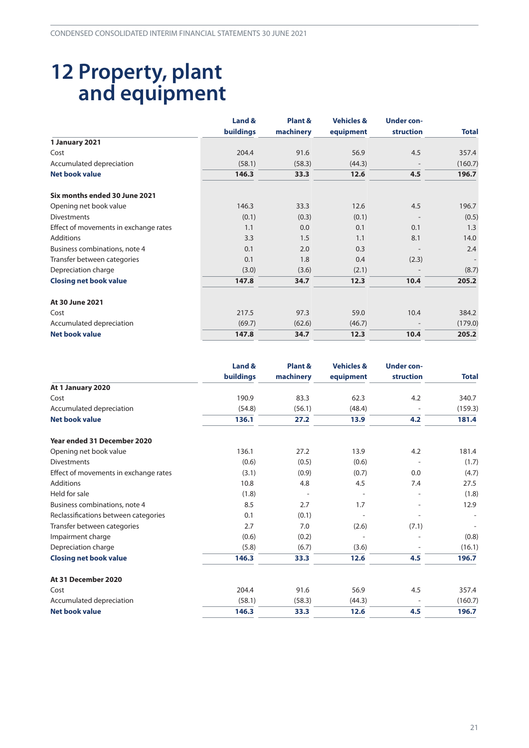# 12 Property, plant and equipment

| | Land & buildings | Plant & machinery | Vehicles & equipment | Under con-struction | Total |
|---|---|---|---|---|---|
| **1 January 2021** | | | | | |
| Cost | 204.4 | 91.6 | 56.9 | 4.5 | 357.4 |
| Accumulated depreciation | (58.1) | (58.3) | (44.3) | - | (160.7) |
| **Net book value** | **146.3** | **33.3** | **12.6** | **4.5** | **196.7** |
| | | | | | |
| **Six months ended 30 June 2021** | | | | | |
| Opening net book value | 146.3 | 33.3 | 12.6 | 4.5 | 196.7 |
| Divestments | (0.1) | (0.3) | (0.1) | - | (0.5) |
| Effect of movements in exchange rates | 1.1 | 0.0 | 0.1 | 0.1 | 1.3 |
| Additions | 3.3 | 1.5 | 1.1 | 8.1 | 14.0 |
| Business combinations, note 4 | 0.1 | 2.0 | 0.3 | - | 2.4 |
| Transfer between categories | 0.1 | 1.8 | 0.4 | (2.3) | - |
| Depreciation charge | (3.0) | (3.6) | (2.1) | - | (8.7) |
| **Closing net book value** | **147.8** | **34.7** | **12.3** | **10.4** | **205.2** |
| | | | | | |
| **At 30 June 2021** | | | | | |
| Cost | 217.5 | 97.3 | 59.0 | 10.4 | 384.2 |
| Accumulated depreciation | (69.7) | (62.6) | (46.7) | - | (179.0) |
| **Net book value** | **147.8** | **34.7** | **12.3** | **10.4** | **205.2** |

| | Land & buildings | Plant & machinery | Vehicles & equipment | Under con-struction | Total |
|---|---|---|---|---|---|
| **At 1 January 2020** | | | | | |
| Cost | 190.9 | 83.3 | 62.3 | 4.2 | 340.7 |
| Accumulated depreciation | (54.8) | (56.1) | (48.4) | - | (159.3) |
| **Net book value** | **136.1** | **27.2** | **13.9** | **4.2** | **181.4** |
| | | | | | |
| **Year ended 31 December 2020** | | | | | |
| Opening net book value | 136.1 | 27.2 | 13.9 | 4.2 | 181.4 |
| Divestments | (0.6) | (0.5) | (0.6) | - | (1.7) |
| Effect of movements in exchange rates | (3.1) | (0.9) | (0.7) | 0.0 | (4.7) |
| Additions | 10.8 | 4.8 | 4.5 | 7.4 | 27.5 |
| Held for sale | (1.8) | - | - | - | (1.8) |
| Business combinations, note 4 | 8.5 | 2.7 | 1.7 | - | 12.9 |
| Reclassifications between categories | 0.1 | (0.1) | - | - | - |
| Transfer between categories | 2.7 | 7.0 | (2.6) | (7.1) | - |
| Impairment charge | (0.6) | (0.2) | - | - | (0.8) |
| Depreciation charge | (5.8) | (6.7) | (3.6) | - | (16.1) |
| **Closing net book value** | **146.3** | **33.3** | **12.6** | **4.5** | **196.7** |
| | | | | | |
| **At 31 December 2020** | | | | | |
| Cost | 204.4 | 91.6 | 56.9 | 4.5 | 357.4 |
| Accumulated depreciation | (58.1) | (58.3) | (44.3) | - | (160.7) |
| **Net book value** | **146.3** | **33.3** | **12.6** | **4.5** | **196.7** |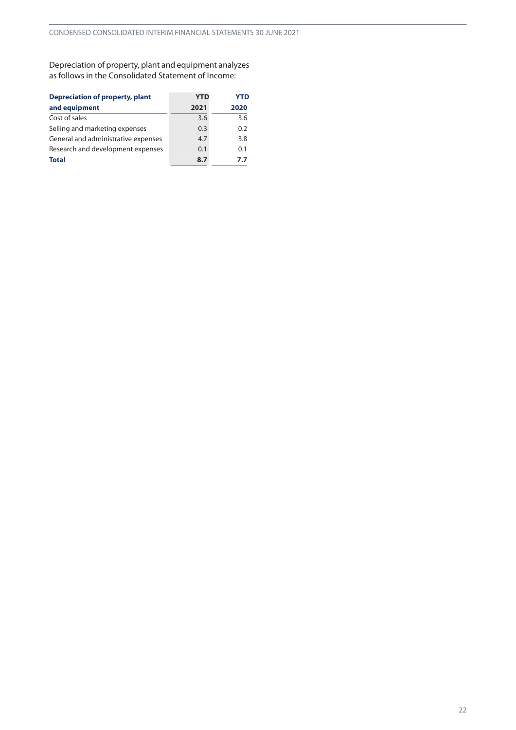Depreciation of property, plant and equipment analyzes as follows in the Consolidated Statement of Income:

| Depreciation of property, plant and equipment | YTD 2021 | YTD 2020 |
|---|---|---|
| Cost of sales | 3.6 | 3.6 |
| Selling and marketing expenses | 0.3 | 0.2 |
| General and administrative expenses | 4.7 | 3.8 |
| Research and development expenses | 0.1 | 0.1 |
| **Total** | **8.7** | **7.7** |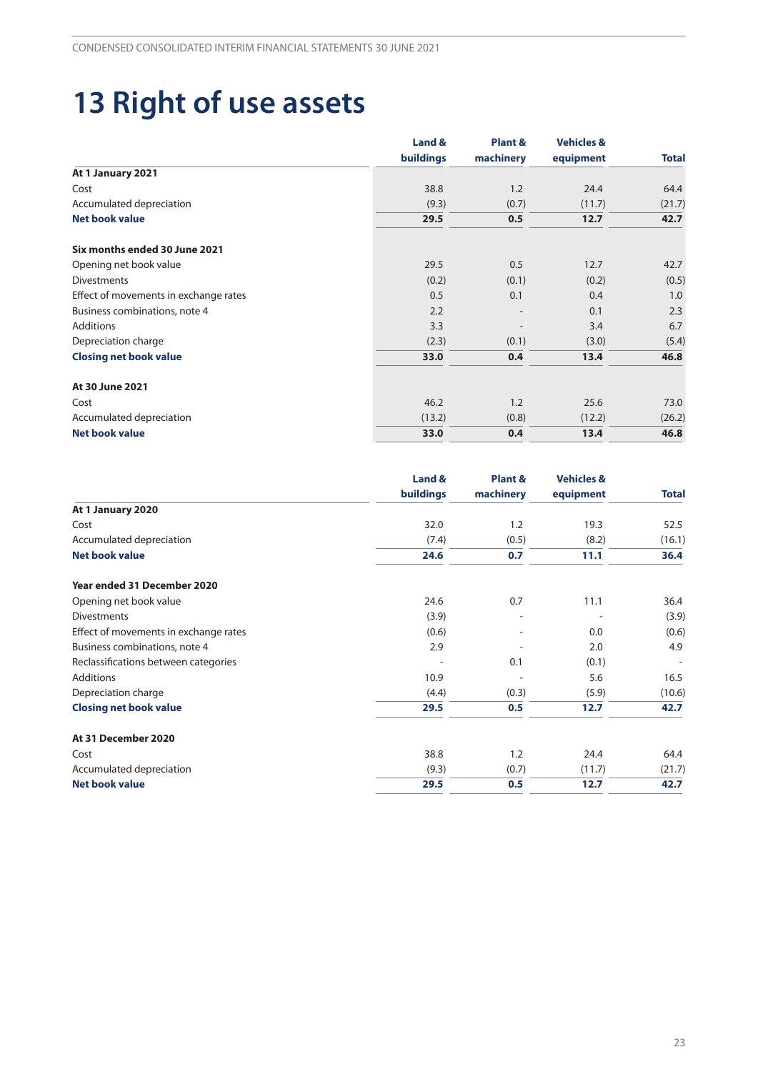# 13 Right of use assets

| | Land & buildings | Plant & machinery | Vehicles & equipment | Total |
|---|---|---|---|---|
| **At 1 January 2021** | | | | |
| Cost | 38.8 | 1.2 | 24.4 | 64.4 |
| Accumulated depreciation | (9.3) | (0.7) | (11.7) | (21.7) |
| **Net book value** | **29.5** | **0.5** | **12.7** | **42.7** |
| | | | | |
| **Six months ended 30 June 2021** | | | | |
| Opening net book value | 29.5 | 0.5 | 12.7 | 42.7 |
| Divestments | (0.2) | (0.1) | (0.2) | (0.5) |
| Effect of movements in exchange rates | 0.5 | 0.1 | 0.4 | 1.0 |
| Business combinations, note 4 | 2.2 | - | 0.1 | 2.3 |
| Additions | 3.3 | - | 3.4 | 6.7 |
| Depreciation charge | (2.3) | (0.1) | (3.0) | (5.4) |
| **Closing net book value** | **33.0** | **0.4** | **13.4** | **46.8** |
| | | | | |
| **At 30 June 2021** | | | | |
| Cost | 46.2 | 1.2 | 25.6 | 73.0 |
| Accumulated depreciation | (13.2) | (0.8) | (12.2) | (26.2) |
| **Net book value** | **33.0** | **0.4** | **13.4** | **46.8** |

| | Land & buildings | Plant & machinery | Vehicles & equipment | Total |
|---|---|---|---|---|
| **At 1 January 2020** | | | | |
| Cost | 32.0 | 1.2 | 19.3 | 52.5 |
| Accumulated depreciation | (7.4) | (0.5) | (8.2) | (16.1) |
| **Net book value** | **24.6** | **0.7** | **11.1** | **36.4** |
| | | | | |
| **Year ended 31 December 2020** | | | | |
| Opening net book value | 24.6 | 0.7 | 11.1 | 36.4 |
| Divestments | (3.9) | - | - | (3.9) |
| Effect of movements in exchange rates | (0.6) | - | 0.0 | (0.6) |
| Business combinations, note 4 | 2.9 | - | 2.0 | 4.9 |
| Reclassifications between categories | - | 0.1 | (0.1) | - |
| Additions | 10.9 | - | 5.6 | 16.5 |
| Depreciation charge | (4.4) | (0.3) | (5.9) | (10.6) |
| **Closing net book value** | **29.5** | **0.5** | **12.7** | **42.7** |
| | | | | |
| **At 31 December 2020** | | | | |
| Cost | 38.8 | 1.2 | 24.4 | 64.4 |
| Accumulated depreciation | (9.3) | (0.7) | (11.7) | (21.7) |
| **Net book value** | **29.5** | **0.5** | **12.7** | **42.7** |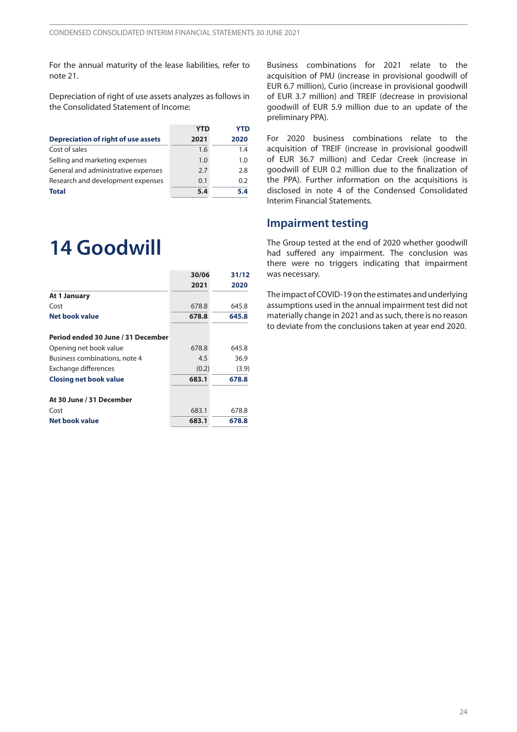For the annual maturity of the lease liabilities, refer to note 21.

Depreciation of right of use assets analyzes as follows in the Consolidated Statement of Income:

| Depreciation of right of use assets | YTD 2021 | YTD 2020 |
|---|---|---|
| Cost of sales | 1.6 | 1.4 |
| Selling and marketing expenses | 1.0 | 1.0 |
| General and administrative expenses | 2.7 | 2.8 |
| Research and development expenses | 0.1 | 0.2 |
| **Total** | **5.4** | **5.4** |

# 14 Goodwill

| | 30/06 2021 | 31/12 2020 |
|---|---|---|
| **At 1 January** | | |
| Cost | 678.8 | 645.8 |
| **Net book value** | **678.8** | **645.8** |
| | | |
| **Period ended 30 June / 31 December** | | |
| Opening net book value | 678.8 | 645.8 |
| Business combinations, note 4 | 4.5 | 36.9 |
| Exchange differences | (0.2) | (3.9) |
| **Closing net book value** | **683.1** | **678.8** |
| | | |
| **At 30 June / 31 December** | | |
| Cost | 683.1 | 678.8 |
| **Net book value** | **683.1** | **678.8** |

Business combinations for 2021 relate to the acquisition of PMJ (increase in provisional goodwill of EUR 6.7 million), Curio (increase in provisional goodwill of EUR 3.7 million) and TREIF (decrease in provisional goodwill of EUR 5.9 million due to an update of the preliminary PPA).

For 2020 business combinations relate to the acquisition of TREIF (increase in provisional goodwill of EUR 36.7 million) and Cedar Creek (increase in goodwill of EUR 0.2 million due to the finalization of the PPA). Further information on the acquisitions is disclosed in note 4 of the Condensed Consolidated Interim Financial Statements.

## Impairment testing

The Group tested at the end of 2020 whether goodwill had suffered any impairment. The conclusion was there were no triggers indicating that impairment was necessary.

The impact of COVID-19 on the estimates and underlying assumptions used in the annual impairment test did not materially change in 2021 and as such, there is no reason to deviate from the conclusions taken at year end 2020.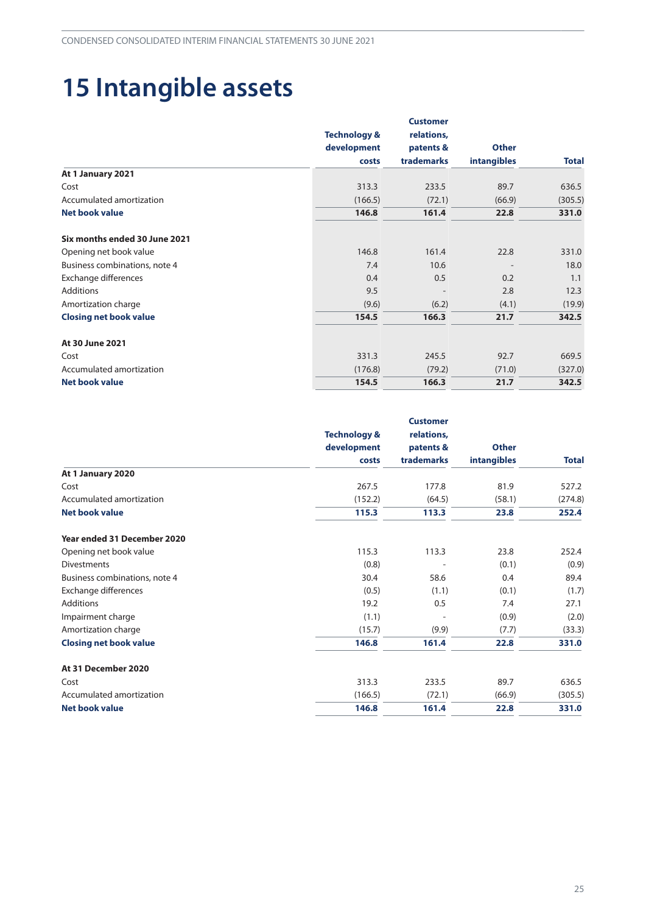# 15 Intangible assets

| | Technology & development costs | Customer relations, patents & trademarks | Other intangibles | Total |
|---|---|---|---|---|
| **At 1 January 2021** | | | | |
| Cost | 313.3 | 233.5 | 89.7 | 636.5 |
| Accumulated amortization | (166.5) | (72.1) | (66.9) | (305.5) |
| **Net book value** | **146.8** | **161.4** | **22.8** | **331.0** |
| | | | | |
| **Six months ended 30 June 2021** | | | | |
| Opening net book value | 146.8 | 161.4 | 22.8 | 331.0 |
| Business combinations, note 4 | 7.4 | 10.6 | - | 18.0 |
| Exchange differences | 0.4 | 0.5 | 0.2 | 1.1 |
| Additions | 9.5 | - | 2.8 | 12.3 |
| Amortization charge | (9.6) | (6.2) | (4.1) | (19.9) |
| **Closing net book value** | **154.5** | **166.3** | **21.7** | **342.5** |
| | | | | |
| **At 30 June 2021** | | | | |
| Cost | 331.3 | 245.5 | 92.7 | 669.5 |
| Accumulated amortization | (176.8) | (79.2) | (71.0) | (327.0) |
| **Net book value** | **154.5** | **166.3** | **21.7** | **342.5** |

| | Technology & development costs | Customer relations, patents & trademarks | Other intangibles | Total |
|---|---|---|---|---|
| **At 1 January 2020** | | | | |
| Cost | 267.5 | 177.8 | 81.9 | 527.2 |
| Accumulated amortization | (152.2) | (64.5) | (58.1) | (274.8) |
| **Net book value** | **115.3** | **113.3** | **23.8** | **252.4** |
| | | | | |
| **Year ended 31 December 2020** | | | | |
| Opening net book value | 115.3 | 113.3 | 23.8 | 252.4 |
| Divestments | (0.8) | - | (0.1) | (0.9) |
| Business combinations, note 4 | 30.4 | 58.6 | 0.4 | 89.4 |
| Exchange differences | (0.5) | (1.1) | (0.1) | (1.7) |
| Additions | 19.2 | 0.5 | 7.4 | 27.1 |
| Impairment charge | (1.1) | - | (0.9) | (2.0) |
| Amortization charge | (15.7) | (9.9) | (7.7) | (33.3) |
| **Closing net book value** | **146.8** | **161.4** | **22.8** | **331.0** |
| | | | | |
| **At 31 December 2020** | | | | |
| Cost | 313.3 | 233.5 | 89.7 | 636.5 |
| Accumulated amortization | (166.5) | (72.1) | (66.9) | (305.5) |
| **Net book value** | **146.8** | **161.4** | **22.8** | **331.0** |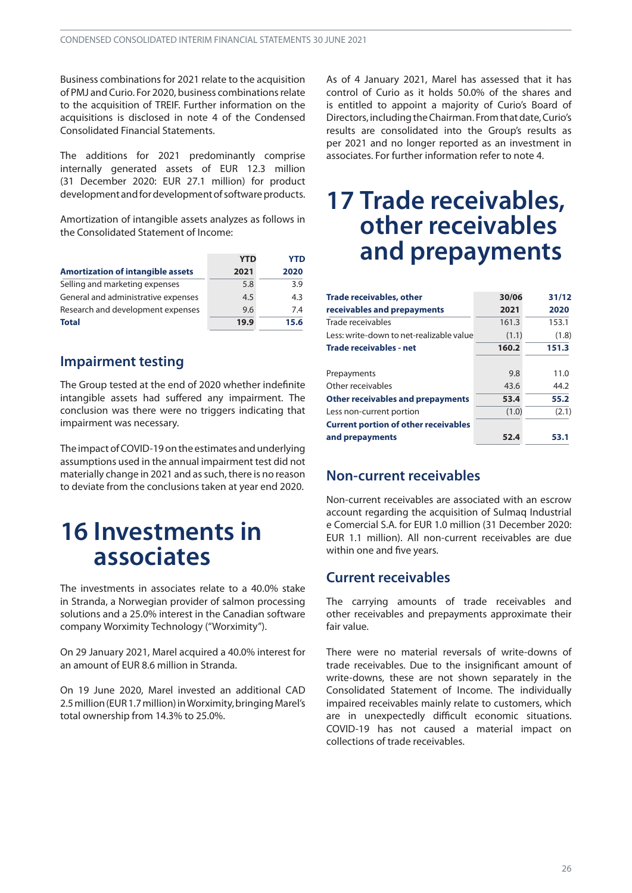Business combinations for 2021 relate to the acquisition of PMJ and Curio. For 2020, business combinations relate to the acquisition of TREIF. Further information on the acquisitions is disclosed in note 4 of the Condensed Consolidated Financial Statements.

The additions for 2021 predominantly comprise internally generated assets of EUR 12.3 million (31 December 2020: EUR 27.1 million) for product development and for development of software products.

Amortization of intangible assets analyzes as follows in the Consolidated Statement of Income:

| **Amortization of intangible assets** | **YTD 2021** | **YTD 2020** |
|---|---|---|
| Selling and marketing expenses | 5.8 | 3.9 |
| General and administrative expenses | 4.5 | 4.3 |
| Research and development expenses | 9.6 | 7.4 |
| **Total** | **19.9** | **15.6** |

## Impairment testing

The Group tested at the end of 2020 whether indefinite intangible assets had suffered any impairment. The conclusion was there were no triggers indicating that impairment was necessary.

The impact of COVID-19 on the estimates and underlying assumptions used in the annual impairment test did not materially change in 2021 and as such, there is no reason to deviate from the conclusions taken at year end 2020.

# 16 Investments in associates

The investments in associates relate to a 40.0% stake in Stranda, a Norwegian provider of salmon processing solutions and a 25.0% interest in the Canadian software company Worximity Technology ("Worximity").

On 29 January 2021, Marel acquired a 40.0% interest for an amount of EUR 8.6 million in Stranda.

On 19 June 2020, Marel invested an additional CAD 2.5 million (EUR 1.7 million) in Worximity, bringing Marel's total ownership from 14.3% to 25.0%.

As of 4 January 2021, Marel has assessed that it has control of Curio as it holds 50.0% of the shares and is entitled to appoint a majority of Curio's Board of Directors, including the Chairman. From that date, Curio's results are consolidated into the Group's results as per 2021 and no longer reported as an investment in associates. For further information refer to note 4.

# 17 Trade receivables, other receivables and prepayments

| **Trade receivables, other receivables and prepayments** | **30/06 2021** | **31/12 2020** |
|---|---|---|
| Trade receivables | 161.3 | 153.1 |
| Less: write-down to net-realizable value | (1.1) | (1.8) |
| **Trade receivables - net** | **160.2** | **151.3** |
| | | |
| Prepayments | 9.8 | 11.0 |
| Other receivables | 43.6 | 44.2 |
| **Other receivables and prepayments** | **53.4** | **55.2** |
| Less non-current portion | (1.0) | (2.1) |
| **Current portion of other receivables and prepayments** | **52.4** | **53.1** |

## Non-current receivables

Non-current receivables are associated with an escrow account regarding the acquisition of Sulmaq Industrial e Comercial S.A. for EUR 1.0 million (31 December 2020: EUR 1.1 million). All non-current receivables are due within one and five years.

## Current receivables

The carrying amounts of trade receivables and other receivables and prepayments approximate their fair value.

There were no material reversals of write-downs of trade receivables. Due to the insignificant amount of write-downs, these are not shown separately in the Consolidated Statement of Income. The individually impaired receivables mainly relate to customers, which are in unexpectedly difficult economic situations. COVID-19 has not caused a material impact on collections of trade receivables.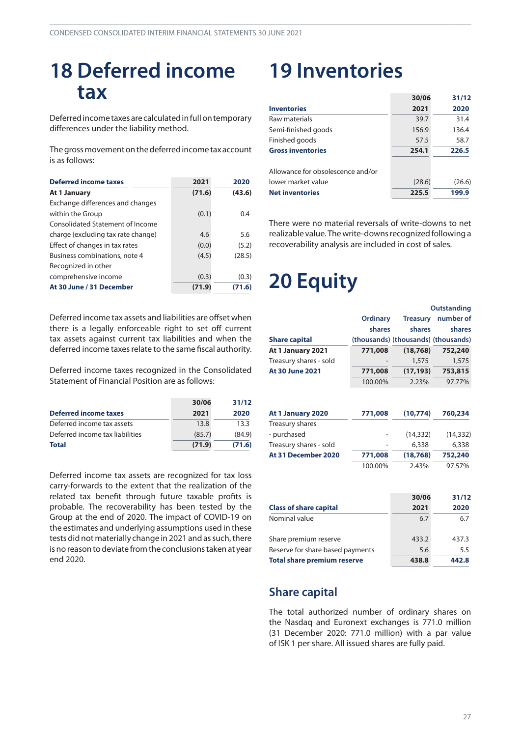# 18 Deferred income tax

Deferred income taxes are calculated in full on temporary differences under the liability method.

The gross movement on the deferred income tax account is as follows:

| Deferred income taxes | 2021 | 2020 |
|---|---|---|
| **At 1 January** | **(71.6)** | **(43.6)** |
| Exchange differences and changes within the Group | (0.1) | 0.4 |
| Consolidated Statement of Income charge (excluding tax rate change) | 4.6 | 5.6 |
| Effect of changes in tax rates | (0.0) | (5.2) |
| Business combinations, note 4 | (4.5) | (28.5) |
| Recognized in other comprehensive income | (0.3) | (0.3) |
| **At 30 June / 31 December** | **(71.9)** | **(71.6)** |

Deferred income tax assets and liabilities are offset when there is a legally enforceable right to set off current tax assets against current tax liabilities and when the deferred income taxes relate to the same fiscal authority.

Deferred income taxes recognized in the Consolidated Statement of Financial Position are as follows:

| Deferred income taxes | 30/06 2021 | 31/12 2020 |
|---|---|---|
| Deferred income tax assets | 13.8 | 13.3 |
| Deferred income tax liabilities | (85.7) | (84.9) |
| **Total** | **(71.9)** | **(71.6)** |

Deferred income tax assets are recognized for tax loss carry-forwards to the extent that the realization of the related tax benefit through future taxable profits is probable. The recoverability has been tested by the Group at the end of 2020. The impact of COVID-19 on the estimates and underlying assumptions used in these tests did not materially change in 2021 and as such, there is no reason to deviate from the conclusions taken at year end 2020.

# 19 Inventories

| Inventories | 30/06 2021 | 31/12 2020 |
|---|---|---|
| Raw materials | 39.7 | 31.4 |
| Semi-finished goods | 156.9 | 136.4 |
| Finished goods | 57.5 | 58.7 |
| **Gross inventories** | **254.1** | **226.5** |
| Allowance for obsolescence and/or lower market value | (28.6) | (26.6) |
| **Net inventories** | **225.5** | **199.9** |

There were no material reversals of write-downs to net realizable value. The write-downs recognized following a recoverability analysis are included in cost of sales.

# 20 Equity

| Share capital | Ordinary shares (thousands) | Treasury shares (thousands) | Outstanding number of shares (thousands) |
|---|---|---|---|
| **At 1 January 2021** | **771,008** | **(18,768)** | **752,240** |
| Treasury shares - sold | - | 1,575 | 1,575 |
| **At 30 June 2021** | **771,008** | **(17,193)** | **753,815** |
| | 100.00% | 2.23% | 97.77% |
| | | | |
| **At 1 January 2020** | **771,008** | **(10,774)** | **760,234** |
| Treasury shares - purchased | - | (14,332) | (14,332) |
| Treasury shares - sold | - | 6,338 | 6,338 |
| **At 31 December 2020** | **771,008** | **(18,768)** | **752,240** |
| | 100.00% | 2.43% | 97.57% |

| Class of share capital | 30/06 2021 | 31/12 2020 |
|---|---|---|
| Nominal value | 6.7 | 6.7 |
| | | |
| Share premium reserve | 433.2 | 437.3 |
| Reserve for share based payments | 5.6 | 5.5 |
| **Total share premium reserve** | **438.8** | **442.8** |

## Share capital

The total authorized number of ordinary shares on the Nasdaq and Euronext exchanges is 771.0 million (31 December 2020: 771.0 million) with a par value of ISK 1 per share. All issued shares are fully paid.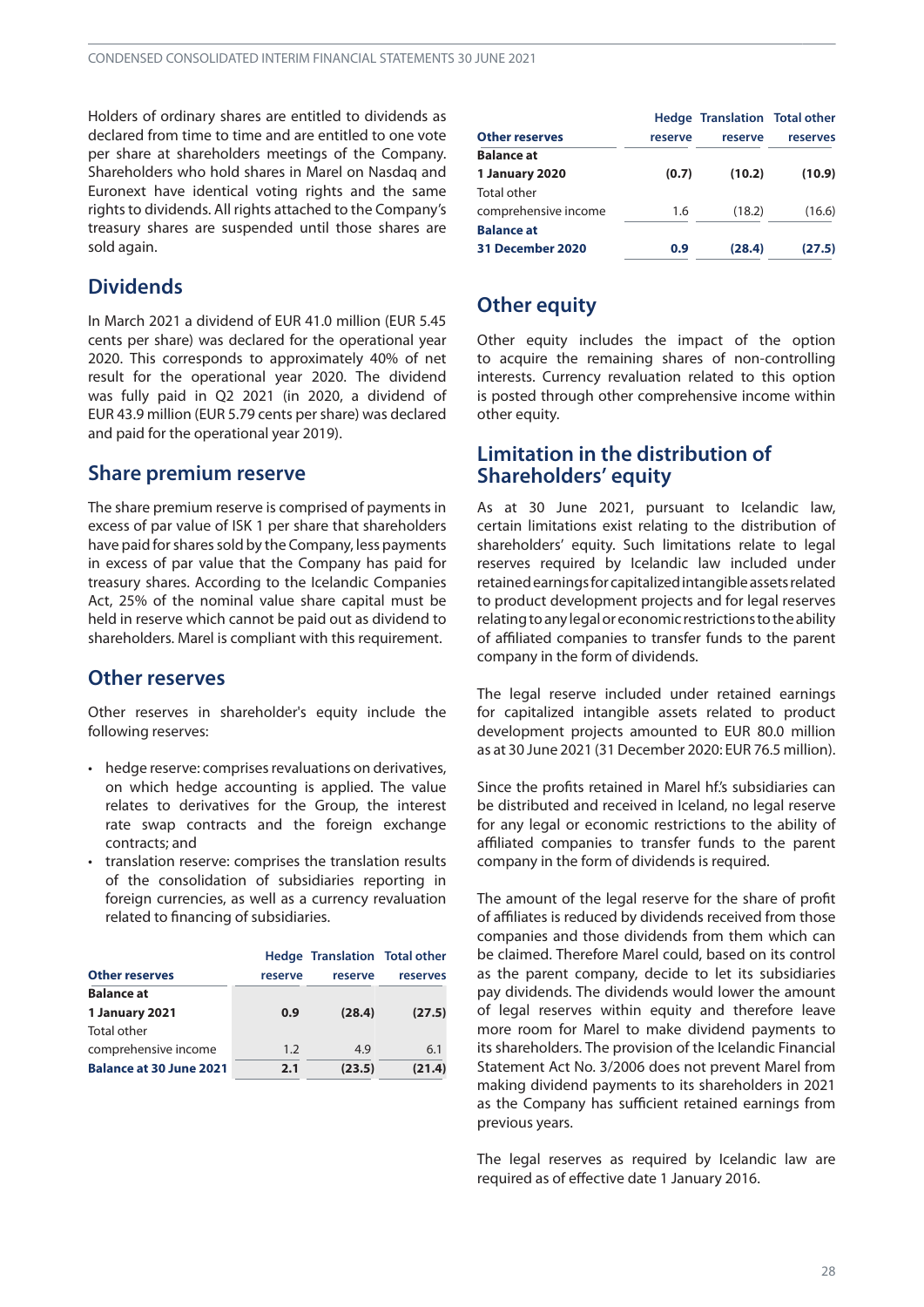Holders of ordinary shares are entitled to dividends as declared from time to time and are entitled to one vote per share at shareholders meetings of the Company. Shareholders who hold shares in Marel on Nasdaq and Euronext have identical voting rights and the same rights to dividends. All rights attached to the Company's treasury shares are suspended until those shares are sold again.

## Dividends

In March 2021 a dividend of EUR 41.0 million (EUR 5.45 cents per share) was declared for the operational year 2020. This corresponds to approximately 40% of net result for the operational year 2020. The dividend was fully paid in Q2 2021 (in 2020, a dividend of EUR 43.9 million (EUR 5.79 cents per share) was declared and paid for the operational year 2019).

## Share premium reserve

The share premium reserve is comprised of payments in excess of par value of ISK 1 per share that shareholders have paid for shares sold by the Company, less payments in excess of par value that the Company has paid for treasury shares. According to the Icelandic Companies Act, 25% of the nominal value share capital must be held in reserve which cannot be paid out as dividend to shareholders. Marel is compliant with this requirement.

## Other reserves

Other reserves in shareholder's equity include the following reserves:

- hedge reserve: comprises revaluations on derivatives, on which hedge accounting is applied. The value relates to derivatives for the Group, the interest rate swap contracts and the foreign exchange contracts; and
- translation reserve: comprises the translation results of the consolidation of subsidiaries reporting in foreign currencies, as well as a currency revaluation related to financing of subsidiaries.

| Other reserves | Hedge reserve | Translation reserve | Total other reserves |
|---|---|---|---|
| **Balance at 1 January 2021** | **0.9** | **(28.4)** | **(27.5)** |
| Total other comprehensive income | 1.2 | 4.9 | 6.1 |
| **Balance at 30 June 2021** | **2.1** | **(23.5)** | **(21.4)** |

| Other reserves | Hedge reserve | Translation reserve | Total other reserves |
|---|---|---|---|
| **Balance at 1 January 2020** | **(0.7)** | **(10.2)** | **(10.9)** |
| Total other comprehensive income | 1.6 | (18.2) | (16.6) |
| **Balance at 31 December 2020** | **0.9** | **(28.4)** | **(27.5)** |

## Other equity

Other equity includes the impact of the option to acquire the remaining shares of non-controlling interests. Currency revaluation related to this option is posted through other comprehensive income within other equity.

## Limitation in the distribution of Shareholders' equity

As at 30 June 2021, pursuant to Icelandic law, certain limitations exist relating to the distribution of shareholders' equity. Such limitations relate to legal reserves required by Icelandic law included under retained earnings for capitalized intangible assets related to product development projects and for legal reserves relating to any legal or economic restrictions to the ability of affiliated companies to transfer funds to the parent company in the form of dividends.

The legal reserve included under retained earnings for capitalized intangible assets related to product development projects amounted to EUR 80.0 million as at 30 June 2021 (31 December 2020: EUR 76.5 million).

Since the profits retained in Marel hf.'s subsidiaries can be distributed and received in Iceland, no legal reserve for any legal or economic restrictions to the ability of affiliated companies to transfer funds to the parent company in the form of dividends is required.

The amount of the legal reserve for the share of profit of affiliates is reduced by dividends received from those companies and those dividends from them which can be claimed. Therefore Marel could, based on its control as the parent company, decide to let its subsidiaries pay dividends. The dividends would lower the amount of legal reserves within equity and therefore leave more room for Marel to make dividend payments to its shareholders. The provision of the Icelandic Financial Statement Act No. 3/2006 does not prevent Marel from making dividend payments to its shareholders in 2021 as the Company has sufficient retained earnings from previous years.

The legal reserves as required by Icelandic law are required as of effective date 1 January 2016.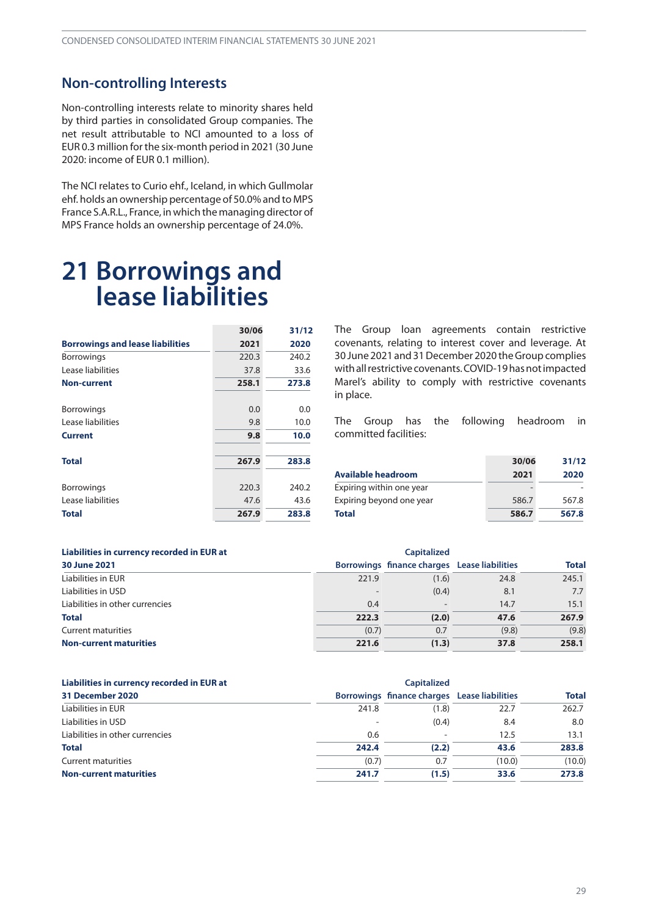## Non-controlling Interests

Non-controlling interests relate to minority shares held by third parties in consolidated Group companies. The net result attributable to NCI amounted to a loss of EUR 0.3 million for the six-month period in 2021 (30 June 2020: income of EUR 0.1 million).

The NCI relates to Curio ehf., Iceland, in which Gullmolar ehf. holds an ownership percentage of 50.0% and to MPS France S.A.R.L., France, in which the managing director of MPS France holds an ownership percentage of 24.0%.

# 21 Borrowings and lease liabilities

| Borrowings and lease liabilities | 30/06 2021 | 31/12 2020 |
|---|---|---|
| Borrowings | 220.3 | 240.2 |
| Lease liabilities | 37.8 | 33.6 |
| **Non-current** | **258.1** | **273.8** |
| | | |
| Borrowings | 0.0 | 0.0 |
| Lease liabilities | 9.8 | 10.0 |
| **Current** | **9.8** | **10.0** |
| | | |
| **Total** | **267.9** | **283.8** |
| | | |
| Borrowings | 220.3 | 240.2 |
| Lease liabilities | 47.6 | 43.6 |
| **Total** | **267.9** | **283.8** |

The Group loan agreements contain restrictive covenants, relating to interest cover and leverage. At 30 June 2021 and 31 December 2020 the Group complies with all restrictive covenants. COVID-19 has not impacted Marel's ability to comply with restrictive covenants in place.

The Group has the following headroom in committed facilities:

| Available headroom | 30/06 2021 | 31/12 2020 |
|---|---|---|
| Expiring within one year | - | - |
| Expiring beyond one year | 586.7 | 567.8 |
| **Total** | **586.7** | **567.8** |

| Liabilities in currency recorded in EUR at 30 June 2021 | Borrowings | Capitalized finance charges | Lease liabilities | Total |
|---|---|---|---|---|
| Liabilities in EUR | 221.9 | (1.6) | 24.8 | 245.1 |
| Liabilities in USD | - | (0.4) | 8.1 | 7.7 |
| Liabilities in other currencies | 0.4 | - | 14.7 | 15.1 |
| **Total** | **222.3** | **(2.0)** | **47.6** | **267.9** |
| Current maturities | (0.7) | 0.7 | (9.8) | (9.8) |
| **Non-current maturities** | **221.6** | **(1.3)** | **37.8** | **258.1** |

| Liabilities in currency recorded in EUR at 31 December 2020 | Borrowings | Capitalized finance charges | Lease liabilities | Total |
|---|---|---|---|---|
| Liabilities in EUR | 241.8 | (1.8) | 22.7 | 262.7 |
| Liabilities in USD | - | (0.4) | 8.4 | 8.0 |
| Liabilities in other currencies | 0.6 | - | 12.5 | 13.1 |
| **Total** | **242.4** | **(2.2)** | **43.6** | **283.8** |
| Current maturities | (0.7) | 0.7 | (10.0) | (10.0) |
| **Non-current maturities** | **241.7** | **(1.5)** | **33.6** | **273.8** |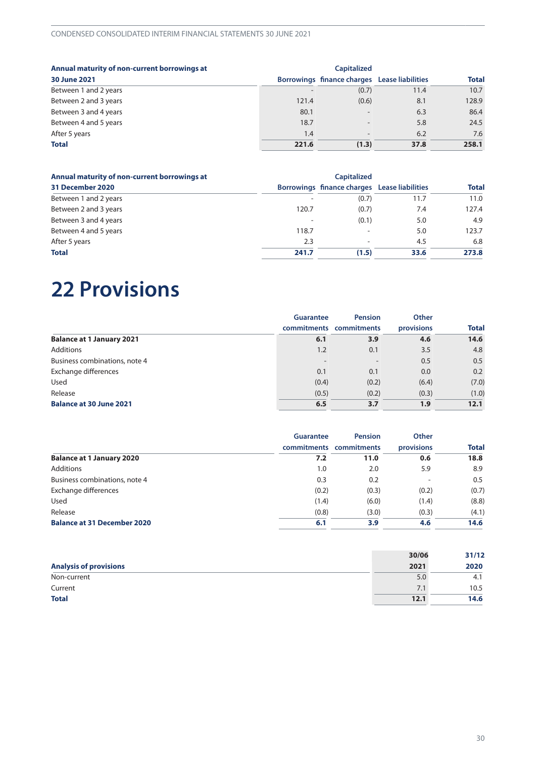| Annual maturity of non-current borrowings at 30 June 2021 | Borrowings | Capitalized finance charges | Lease liabilities | Total |
|---|---|---|---|---|
| Between 1 and 2 years | - | (0.7) | 11.4 | 10.7 |
| Between 2 and 3 years | 121.4 | (0.6) | 8.1 | 128.9 |
| Between 3 and 4 years | 80.1 | - | 6.3 | 86.4 |
| Between 4 and 5 years | 18.7 | - | 5.8 | 24.5 |
| After 5 years | 1.4 | - | 6.2 | 7.6 |
| **Total** | **221.6** | **(1.3)** | **37.8** | **258.1** |

| Annual maturity of non-current borrowings at 31 December 2020 | Borrowings | Capitalized finance charges | Lease liabilities | Total |
|---|---|---|---|---|
| Between 1 and 2 years | - | (0.7) | 11.7 | 11.0 |
| Between 2 and 3 years | 120.7 | (0.7) | 7.4 | 127.4 |
| Between 3 and 4 years | - | (0.1) | 5.0 | 4.9 |
| Between 4 and 5 years | 118.7 | - | 5.0 | 123.7 |
| After 5 years | 2.3 | - | 4.5 | 6.8 |
| **Total** | **241.7** | **(1.5)** | **33.6** | **273.8** |

# 22 Provisions

| | Guarantee commitments | Pension commitments | Other provisions | Total |
|---|---|---|---|---|
| **Balance at 1 January 2021** | **6.1** | **3.9** | **4.6** | **14.6** |
| Additions | 1.2 | 0.1 | 3.5 | 4.8 |
| Business combinations, note 4 | - | - | 0.5 | 0.5 |
| Exchange differences | 0.1 | 0.1 | 0.0 | 0.2 |
| Used | (0.4) | (0.2) | (6.4) | (7.0) |
| Release | (0.5) | (0.2) | (0.3) | (1.0) |
| **Balance at 30 June 2021** | **6.5** | **3.7** | **1.9** | **12.1** |

| | Guarantee commitments | Pension commitments | Other provisions | Total |
|---|---|---|---|---|
| **Balance at 1 January 2020** | **7.2** | **11.0** | **0.6** | **18.8** |
| Additions | 1.0 | 2.0 | 5.9 | 8.9 |
| Business combinations, note 4 | 0.3 | 0.2 | - | 0.5 |
| Exchange differences | (0.2) | (0.3) | (0.2) | (0.7) |
| Used | (1.4) | (6.0) | (1.4) | (8.8) |
| Release | (0.8) | (3.0) | (0.3) | (4.1) |
| **Balance at 31 December 2020** | **6.1** | **3.9** | **4.6** | **14.6** |

| Analysis of provisions | 30/06 2021 | 31/12 2020 |
|---|---|---|
| Non-current | 5.0 | 4.1 |
| Current | 7.1 | 10.5 |
| **Total** | **12.1** | **14.6** |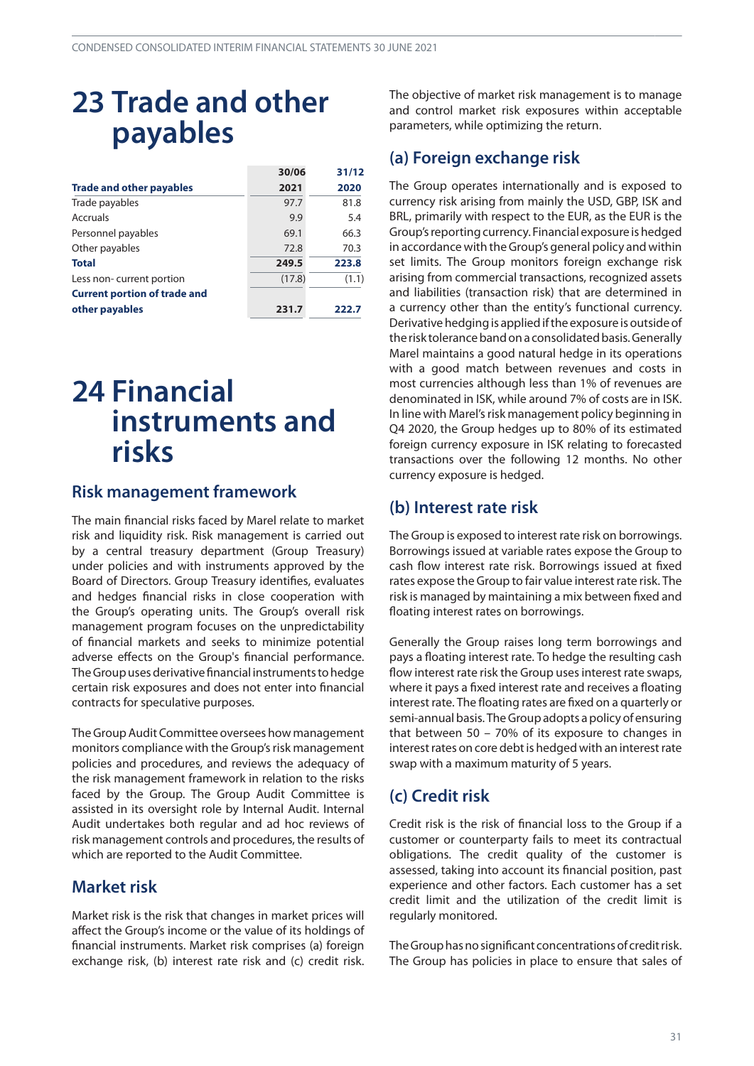# 23 Trade and other payables

| Trade and other payables | 30/06 2021 | 31/12 2020 |
|---|---|---|
| Trade payables | 97.7 | 81.8 |
| Accruals | 9.9 | 5.4 |
| Personnel payables | 69.1 | 66.3 |
| Other payables | 72.8 | 70.3 |
| **Total** | **249.5** | **223.8** |
| Less non- current portion | (17.8) | (1.1) |
| **Current portion of trade and other payables** | **231.7** | **222.7** |

# 24 Financial instruments and risks

## Risk management framework

The main financial risks faced by Marel relate to market risk and liquidity risk. Risk management is carried out by a central treasury department (Group Treasury) under policies and with instruments approved by the Board of Directors. Group Treasury identifies, evaluates and hedges financial risks in close cooperation with the Group's operating units. The Group's overall risk management program focuses on the unpredictability of financial markets and seeks to minimize potential adverse effects on the Group's financial performance. The Group uses derivative financial instruments to hedge certain risk exposures and does not enter into financial contracts for speculative purposes.

The Group Audit Committee oversees how management monitors compliance with the Group's risk management policies and procedures, and reviews the adequacy of the risk management framework in relation to the risks faced by the Group. The Group Audit Committee is assisted in its oversight role by Internal Audit. Internal Audit undertakes both regular and ad hoc reviews of risk management controls and procedures, the results of which are reported to the Audit Committee.

## Market risk

Market risk is the risk that changes in market prices will affect the Group's income or the value of its holdings of financial instruments. Market risk comprises (a) foreign exchange risk, (b) interest rate risk and (c) credit risk. The objective of market risk management is to manage and control market risk exposures within acceptable parameters, while optimizing the return.

## (a) Foreign exchange risk

The Group operates internationally and is exposed to currency risk arising from mainly the USD, GBP, ISK and BRL, primarily with respect to the EUR, as the EUR is the Group's reporting currency. Financial exposure is hedged in accordance with the Group's general policy and within set limits. The Group monitors foreign exchange risk arising from commercial transactions, recognized assets and liabilities (transaction risk) that are determined in a currency other than the entity's functional currency. Derivative hedging is applied if the exposure is outside of the risk tolerance band on a consolidated basis. Generally Marel maintains a good natural hedge in its operations with a good match between revenues and costs in most currencies although less than 1% of revenues are denominated in ISK, while around 7% of costs are in ISK. In line with Marel's risk management policy beginning in Q4 2020, the Group hedges up to 80% of its estimated foreign currency exposure in ISK relating to forecasted transactions over the following 12 months. No other currency exposure is hedged.

## (b) Interest rate risk

The Group is exposed to interest rate risk on borrowings. Borrowings issued at variable rates expose the Group to cash flow interest rate risk. Borrowings issued at fixed rates expose the Group to fair value interest rate risk. The risk is managed by maintaining a mix between fixed and floating interest rates on borrowings.

Generally the Group raises long term borrowings and pays a floating interest rate. To hedge the resulting cash flow interest rate risk the Group uses interest rate swaps, where it pays a fixed interest rate and receives a floating interest rate. The floating rates are fixed on a quarterly or semi-annual basis. The Group adopts a policy of ensuring that between 50 – 70% of its exposure to changes in interest rates on core debt is hedged with an interest rate swap with a maximum maturity of 5 years.

## (c) Credit risk

Credit risk is the risk of financial loss to the Group if a customer or counterparty fails to meet its contractual obligations. The credit quality of the customer is assessed, taking into account its financial position, past experience and other factors. Each customer has a set credit limit and the utilization of the credit limit is regularly monitored.

The Group has no significant concentrations of credit risk. The Group has policies in place to ensure that sales of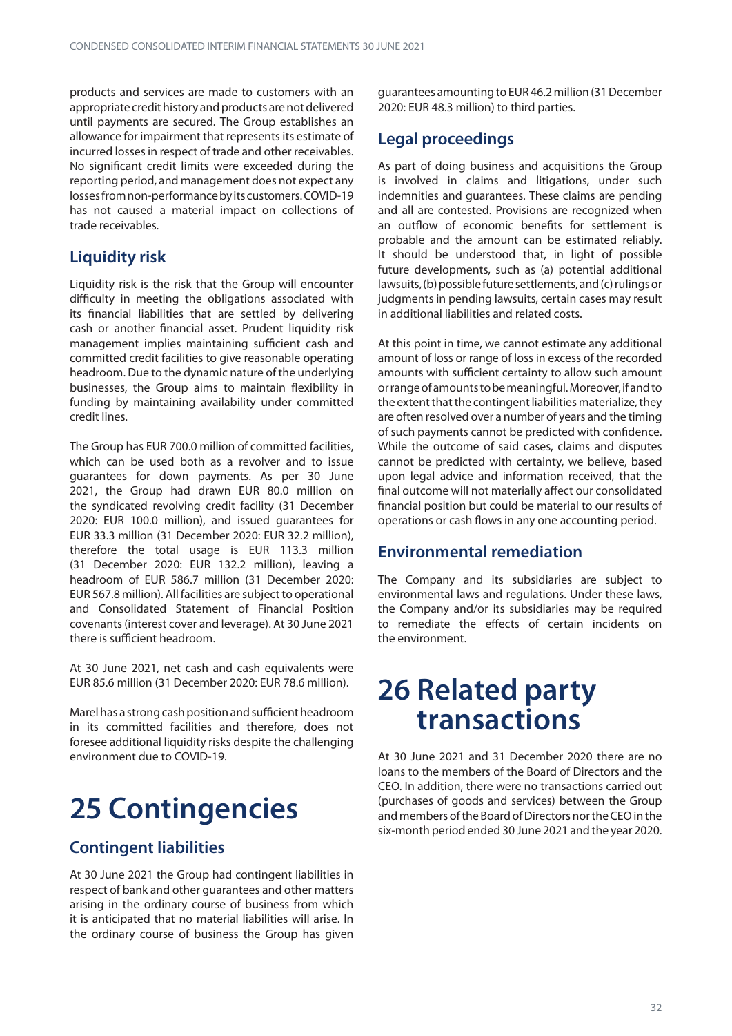products and services are made to customers with an appropriate credit history and products are not delivered until payments are secured. The Group establishes an allowance for impairment that represents its estimate of incurred losses in respect of trade and other receivables. No significant credit limits were exceeded during the reporting period, and management does not expect any losses from non-performance by its customers. COVID-19 has not caused a material impact on collections of trade receivables.

## Liquidity risk

Liquidity risk is the risk that the Group will encounter difficulty in meeting the obligations associated with its financial liabilities that are settled by delivering cash or another financial asset. Prudent liquidity risk management implies maintaining sufficient cash and committed credit facilities to give reasonable operating headroom. Due to the dynamic nature of the underlying businesses, the Group aims to maintain flexibility in funding by maintaining availability under committed credit lines.

The Group has EUR 700.0 million of committed facilities, which can be used both as a revolver and to issue guarantees for down payments. As per 30 June 2021, the Group had drawn EUR 80.0 million on the syndicated revolving credit facility (31 December 2020: EUR 100.0 million), and issued guarantees for EUR 33.3 million (31 December 2020: EUR 32.2 million), therefore the total usage is EUR 113.3 million (31 December 2020: EUR 132.2 million), leaving a headroom of EUR 586.7 million (31 December 2020: EUR 567.8 million). All facilities are subject to operational and Consolidated Statement of Financial Position covenants (interest cover and leverage). At 30 June 2021 there is sufficient headroom.

At 30 June 2021, net cash and cash equivalents were EUR 85.6 million (31 December 2020: EUR 78.6 million).

Marel has a strong cash position and sufficient headroom in its committed facilities and therefore, does not foresee additional liquidity risks despite the challenging environment due to COVID-19.

# 25 Contingencies

## Contingent liabilities

At 30 June 2021 the Group had contingent liabilities in respect of bank and other guarantees and other matters arising in the ordinary course of business from which it is anticipated that no material liabilities will arise. In the ordinary course of business the Group has given guarantees amounting to EUR 46.2 million (31 December 2020: EUR 48.3 million) to third parties.

## Legal proceedings

As part of doing business and acquisitions the Group is involved in claims and litigations, under such indemnities and guarantees. These claims are pending and all are contested. Provisions are recognized when an outflow of economic benefits for settlement is probable and the amount can be estimated reliably. It should be understood that, in light of possible future developments, such as (a) potential additional lawsuits, (b) possible future settlements, and (c) rulings or judgments in pending lawsuits, certain cases may result in additional liabilities and related costs.

At this point in time, we cannot estimate any additional amount of loss or range of loss in excess of the recorded amounts with sufficient certainty to allow such amount or range of amounts to be meaningful. Moreover, if and to the extent that the contingent liabilities materialize, they are often resolved over a number of years and the timing of such payments cannot be predicted with confidence. While the outcome of said cases, claims and disputes cannot be predicted with certainty, we believe, based upon legal advice and information received, that the final outcome will not materially affect our consolidated financial position but could be material to our results of operations or cash flows in any one accounting period.

## Environmental remediation

The Company and its subsidiaries are subject to environmental laws and regulations. Under these laws, the Company and/or its subsidiaries may be required to remediate the effects of certain incidents on the environment.

# 26 Related party transactions

At 30 June 2021 and 31 December 2020 there are no loans to the members of the Board of Directors and the CEO. In addition, there were no transactions carried out (purchases of goods and services) between the Group and members of the Board of Directors nor the CEO in the six-month period ended 30 June 2021 and the year 2020.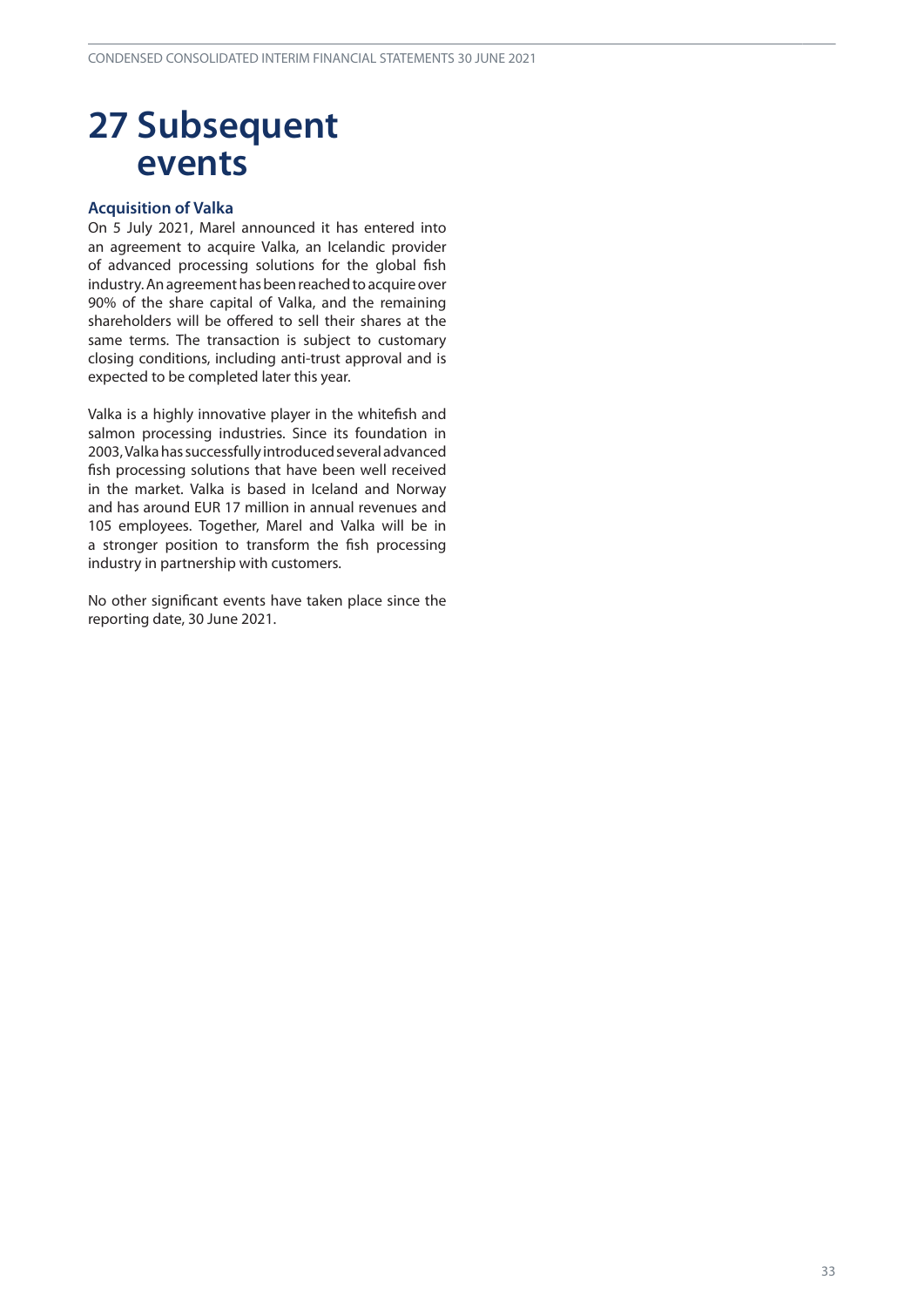# 27 Subsequent events

### Acquisition of Valka

On 5 July 2021, Marel announced it has entered into an agreement to acquire Valka, an Icelandic provider of advanced processing solutions for the global fish industry. An agreement has been reached to acquire over 90% of the share capital of Valka, and the remaining shareholders will be offered to sell their shares at the same terms. The transaction is subject to customary closing conditions, including anti-trust approval and is expected to be completed later this year.

Valka is a highly innovative player in the whitefish and salmon processing industries. Since its foundation in 2003, Valka has successfully introduced several advanced fish processing solutions that have been well received in the market. Valka is based in Iceland and Norway and has around EUR 17 million in annual revenues and 105 employees. Together, Marel and Valka will be in a stronger position to transform the fish processing industry in partnership with customers.

No other significant events have taken place since the reporting date, 30 June 2021.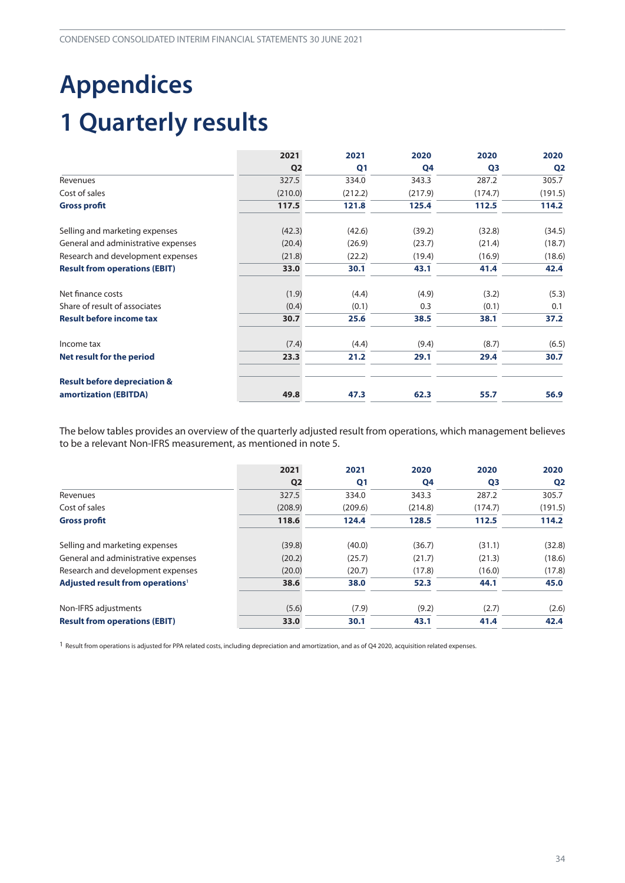# Appendices

# 1 Quarterly results

| | 2021 Q2 | 2021 Q1 | 2020 Q4 | 2020 Q3 | 2020 Q2 |
|---|---|---|---|---|---|
| Revenues | 327.5 | 334.0 | 343.3 | 287.2 | 305.7 |
| Cost of sales | (210.0) | (212.2) | (217.9) | (174.7) | (191.5) |
| **Gross profit** | **117.5** | **121.8** | **125.4** | **112.5** | **114.2** |
| | | | | | |
| Selling and marketing expenses | (42.3) | (42.6) | (39.2) | (32.8) | (34.5) |
| General and administrative expenses | (20.4) | (26.9) | (23.7) | (21.4) | (18.7) |
| Research and development expenses | (21.8) | (22.2) | (19.4) | (16.9) | (18.6) |
| **Result from operations (EBIT)** | **33.0** | **30.1** | **43.1** | **41.4** | **42.4** |
| | | | | | |
| Net finance costs | (1.9) | (4.4) | (4.9) | (3.2) | (5.3) |
| Share of result of associates | (0.4) | (0.1) | 0.3 | (0.1) | 0.1 |
| **Result before income tax** | **30.7** | **25.6** | **38.5** | **38.1** | **37.2** |
| | | | | | |
| Income tax | (7.4) | (4.4) | (9.4) | (8.7) | (6.5) |
| **Net result for the period** | **23.3** | **21.2** | **29.1** | **29.4** | **30.7** |
| | | | | | |
| **Result before depreciation & amortization (EBITDA)** | **49.8** | **47.3** | **62.3** | **55.7** | **56.9** |

The below tables provides an overview of the quarterly adjusted result from operations, which management believes to be a relevant Non-IFRS measurement, as mentioned in note 5.

| | 2021 Q2 | 2021 Q1 | 2020 Q4 | 2020 Q3 | 2020 Q2 |
|---|---|---|---|---|---|
| Revenues | 327.5 | 334.0 | 343.3 | 287.2 | 305.7 |
| Cost of sales | (208.9) | (209.6) | (214.8) | (174.7) | (191.5) |
| **Gross profit** | **118.6** | **124.4** | **128.5** | **112.5** | **114.2** |
| | | | | | |
| Selling and marketing expenses | (39.8) | (40.0) | (36.7) | (31.1) | (32.8) |
| General and administrative expenses | (20.2) | (25.7) | (21.7) | (21.3) | (18.6) |
| Research and development expenses | (20.0) | (20.7) | (17.8) | (16.0) | (17.8) |
| **Adjusted result from operations**[1] | **38.6** | **38.0** | **52.3** | **44.1** | **45.0** |
| | | | | | |
| Non-IFRS adjustments | (5.6) | (7.9) | (9.2) | (2.7) | (2.6) |
| **Result from operations (EBIT)** | **33.0** | **30.1** | **43.1** | **41.4** | **42.4** |

[1] Result from operations is adjusted for PPA related costs, including depreciation and amortization, and as of Q4 2020, acquisition related expenses.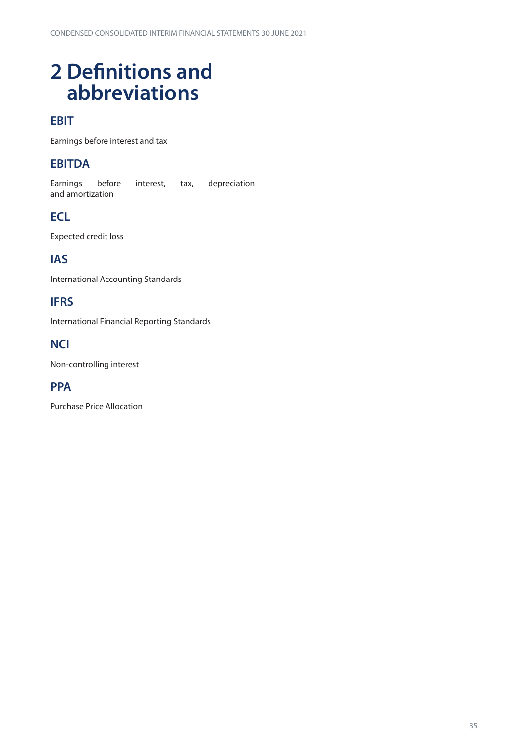# 2 Definitions and abbreviations

## EBIT

Earnings before interest and tax

## EBITDA

Earnings before interest, tax, depreciation and amortization

## ECL

Expected credit loss

## IAS

International Accounting Standards

## IFRS

International Financial Reporting Standards

## NCI

Non-controlling interest

## PPA

Purchase Price Allocation